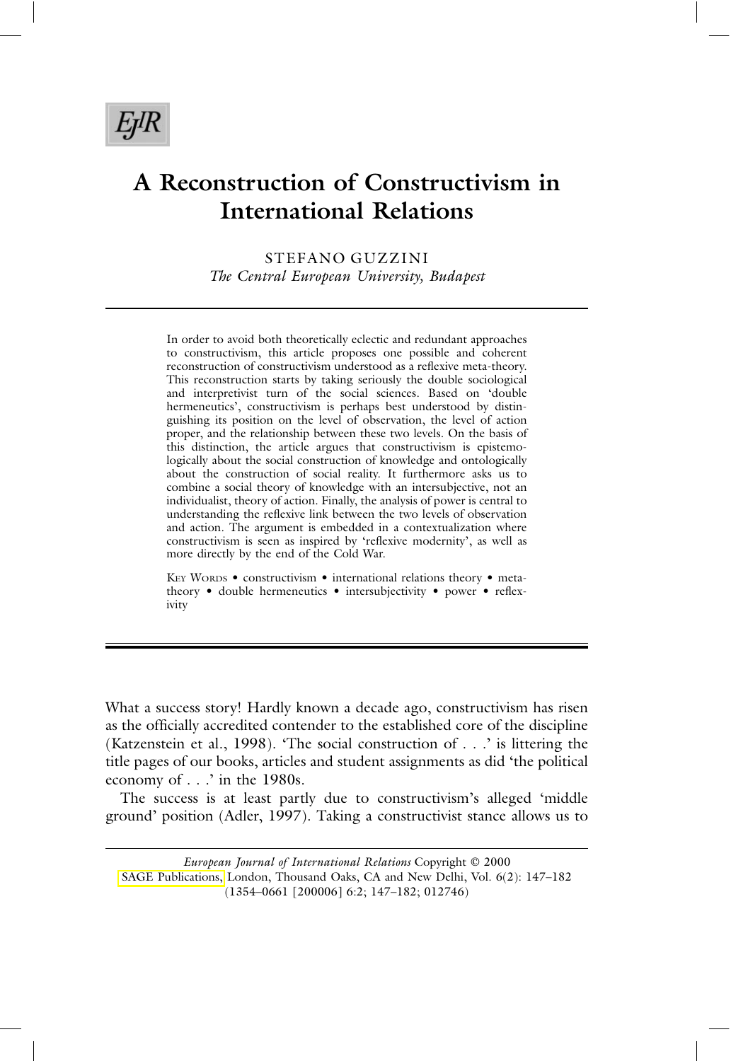# A Reconstruction of Constructivism in International Relations

STEFANO GUZZINI
*The Central European University, Budapest*

In order to avoid both theoretically eclectic and redundant approaches to constructivism, this article proposes one possible and coherent reconstruction of constructivism understood as a reflexive meta-theory. This reconstruction starts by taking seriously the double sociological and interpretivist turn of the social sciences. Based on 'double hermeneutics', constructivism is perhaps best understood by distinguishing its position on the level of observation, the level of action proper, and the relationship between these two levels. On the basis of this distinction, the article argues that constructivism is epistemologically about the social construction of knowledge and ontologically about the construction of social reality. It furthermore asks us to combine a social theory of knowledge with an intersubjective, not an individualist, theory of action. Finally, the analysis of power is central to understanding the reflexive link between the two levels of observation and action. The argument is embedded in a contextualization where constructivism is seen as inspired by 'reflexive modernity', as well as more directly by the end of the Cold War.

KEY WORDS • constructivism • international relations theory • meta-theory • double hermeneutics • intersubjectivity • power • reflexivity

---

What a success story! Hardly known a decade ago, constructivism has risen as the officially accredited contender to the established core of the discipline (Katzenstein et al., 1998). 'The social construction of . . .' is littering the title pages of our books, articles and student assignments as did 'the political economy of . . .' in the 1980s.

The success is at least partly due to constructivism's alleged 'middle ground' position (Adler, 1997). Taking a constructivist stance allows us to

*European Journal of International Relations* Copyright © 2000 SAGE Publications, London, Thousand Oaks, CA and New Delhi, Vol. 6(2): 147–182 (1354–0661 [200006] 6:2; 147–182; 012746)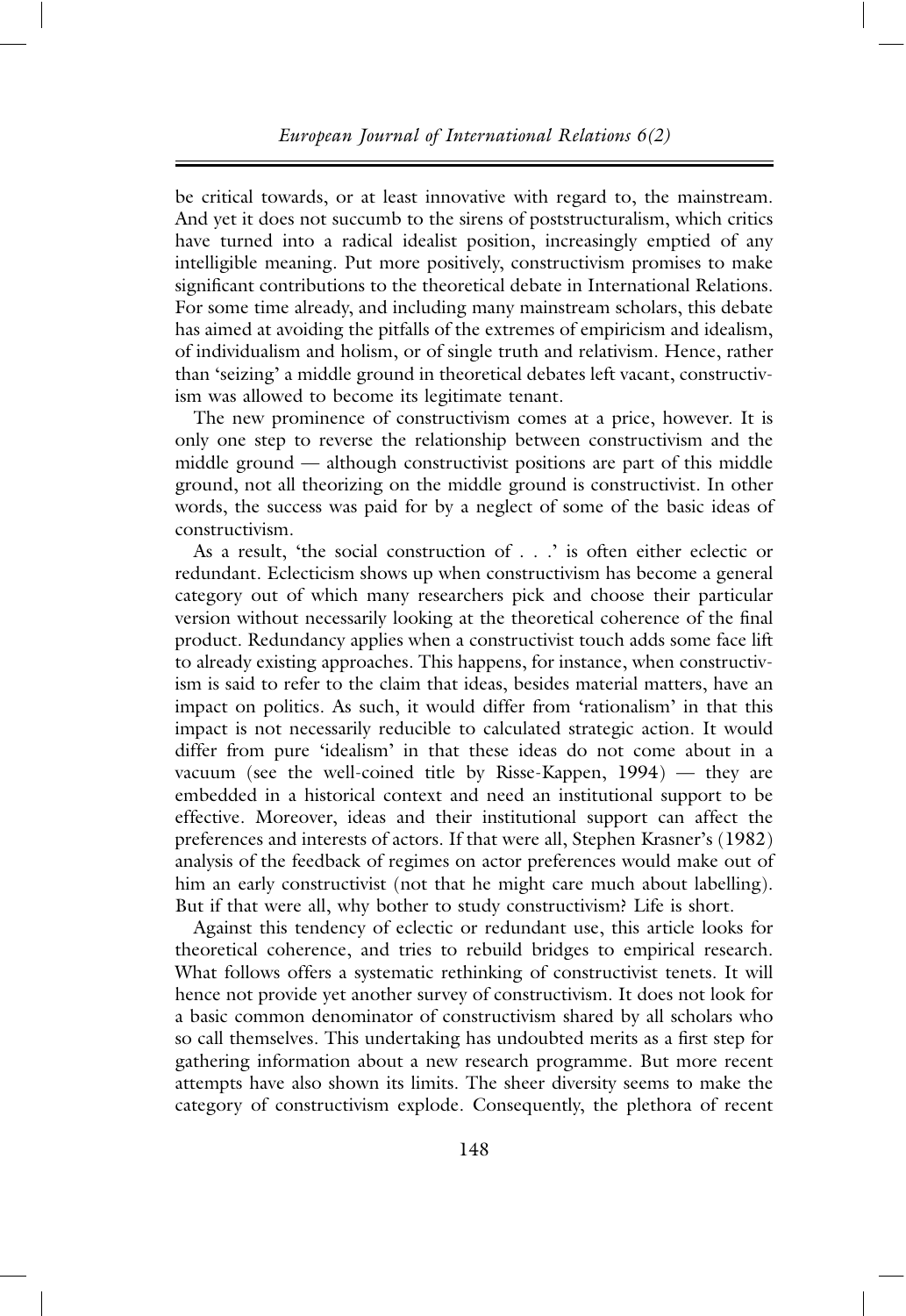be critical towards, or at least innovative with regard to, the mainstream. And yet it does not succumb to the sirens of poststructuralism, which critics have turned into a radical idealist position, increasingly emptied of any intelligible meaning. Put more positively, constructivism promises to make significant contributions to the theoretical debate in International Relations. For some time already, and including many mainstream scholars, this debate has aimed at avoiding the pitfalls of the extremes of empiricism and idealism, of individualism and holism, or of single truth and relativism. Hence, rather than 'seizing' a middle ground in theoretical debates left vacant, constructivism was allowed to become its legitimate tenant.

The new prominence of constructivism comes at a price, however. It is only one step to reverse the relationship between constructivism and the middle ground — although constructivist positions are part of this middle ground, not all theorizing on the middle ground is constructivist. In other words, the success was paid for by a neglect of some of the basic ideas of constructivism.

As a result, 'the social construction of . . .' is often either eclectic or redundant. Eclecticism shows up when constructivism has become a general category out of which many researchers pick and choose their particular version without necessarily looking at the theoretical coherence of the final product. Redundancy applies when a constructivist touch adds some face lift to already existing approaches. This happens, for instance, when constructivism is said to refer to the claim that ideas, besides material matters, have an impact on politics. As such, it would differ from 'rationalism' in that this impact is not necessarily reducible to calculated strategic action. It would differ from pure 'idealism' in that these ideas do not come about in a vacuum (see the well-coined title by Risse-Kappen, 1994) — they are embedded in a historical context and need an institutional support to be effective. Moreover, ideas and their institutional support can affect the preferences and interests of actors. If that were all, Stephen Krasner's (1982) analysis of the feedback of regimes on actor preferences would make out of him an early constructivist (not that he might care much about labelling). But if that were all, why bother to study constructivism? Life is short.

Against this tendency of eclectic or redundant use, this article looks for theoretical coherence, and tries to rebuild bridges to empirical research. What follows offers a systematic rethinking of constructivist tenets. It will hence not provide yet another survey of constructivism. It does not look for a basic common denominator of constructivism shared by all scholars who so call themselves. This undertaking has undoubted merits as a first step for gathering information about a new research programme. But more recent attempts have also shown its limits. The sheer diversity seems to make the category of constructivism explode. Consequently, the plethora of recent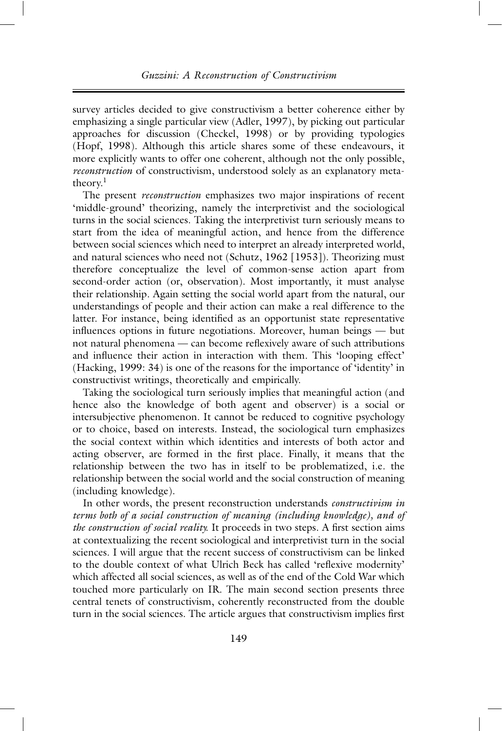survey articles decided to give constructivism a better coherence either by emphasizing a single particular view (Adler, 1997), by picking out particular approaches for discussion (Checkel, 1998) or by providing typologies (Hopf, 1998). Although this article shares some of these endeavours, it more explicitly wants to offer one coherent, although not the only possible, *reconstruction* of constructivism, understood solely as an explanatory meta-theory.[1]

The present *reconstruction* emphasizes two major inspirations of recent 'middle-ground' theorizing, namely the interpretivist and the sociological turns in the social sciences. Taking the interpretivist turn seriously means to start from the idea of meaningful action, and hence from the difference between social sciences which need to interpret an already interpreted world, and natural sciences who need not (Schutz, 1962 [1953]). Theorizing must therefore conceptualize the level of common-sense action apart from second-order action (or, observation). Most importantly, it must analyse their relationship. Again setting the social world apart from the natural, our understandings of people and their action can make a real difference to the latter. For instance, being identified as an opportunist state representative influences options in future negotiations. Moreover, human beings — but not natural phenomena — can become reflexively aware of such attributions and influence their action in interaction with them. This 'looping effect' (Hacking, 1999: 34) is one of the reasons for the importance of 'identity' in constructivist writings, theoretically and empirically.

Taking the sociological turn seriously implies that meaningful action (and hence also the knowledge of both agent and observer) is a social or intersubjective phenomenon. It cannot be reduced to cognitive psychology or to choice, based on interests. Instead, the sociological turn emphasizes the social context within which identities and interests of both actor and acting observer, are formed in the first place. Finally, it means that the relationship between the two has in itself to be problematized, i.e. the relationship between the social world and the social construction of meaning (including knowledge).

In other words, the present reconstruction understands *constructivism in terms both of a social construction of meaning (including knowledge), and of the construction of social reality.* It proceeds in two steps. A first section aims at contextualizing the recent sociological and interpretivist turn in the social sciences. I will argue that the recent success of constructivism can be linked to the double context of what Ulrich Beck has called 'reflexive modernity' which affected all social sciences, as well as of the end of the Cold War which touched more particularly on IR. The main second section presents three central tenets of constructivism, coherently reconstructed from the double turn in the social sciences. The article argues that constructivism implies first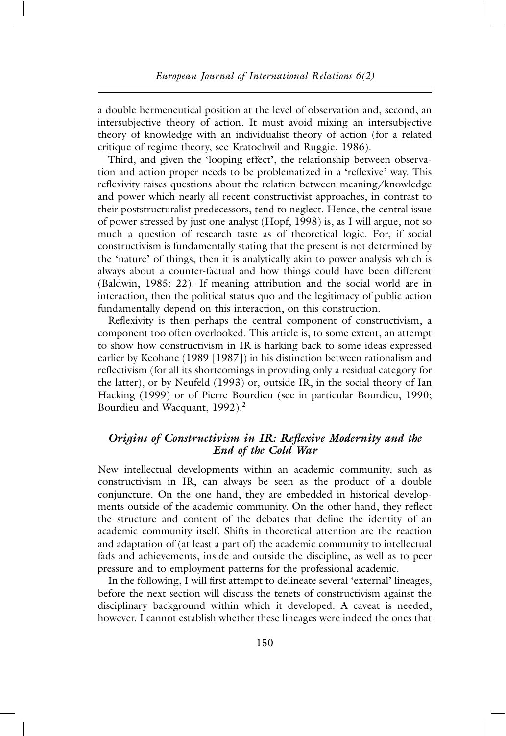a double hermeneutical position at the level of observation and, second, an intersubjective theory of action. It must avoid mixing an intersubjective theory of knowledge with an individualist theory of action (for a related critique of regime theory, see Kratochwil and Ruggie, 1986).

Third, and given the 'looping effect', the relationship between observation and action proper needs to be problematized in a 'reflexive' way. This reflexivity raises questions about the relation between meaning/knowledge and power which nearly all recent constructivist approaches, in contrast to their poststructuralist predecessors, tend to neglect. Hence, the central issue of power stressed by just one analyst (Hopf, 1998) is, as I will argue, not so much a question of research taste as of theoretical logic. For, if social constructivism is fundamentally stating that the present is not determined by the 'nature' of things, then it is analytically akin to power analysis which is always about a counter-factual and how things could have been different (Baldwin, 1985: 22). If meaning attribution and the social world are in interaction, then the political status quo and the legitimacy of public action fundamentally depend on this interaction, on this construction.

Reflexivity is then perhaps the central component of constructivism, a component too often overlooked. This article is, to some extent, an attempt to show how constructivism in IR is harking back to some ideas expressed earlier by Keohane (1989 [1987]) in his distinction between rationalism and reflectivism (for all its shortcomings in providing only a residual category for the latter), or by Neufeld (1993) or, outside IR, in the social theory of Ian Hacking (1999) or of Pierre Bourdieu (see in particular Bourdieu, 1990; Bourdieu and Wacquant, 1992).[2]

## *Origins of Constructivism in IR: Reflexive Modernity and the End of the Cold War*

New intellectual developments within an academic community, such as constructivism in IR, can always be seen as the product of a double conjuncture. On the one hand, they are embedded in historical developments outside of the academic community. On the other hand, they reflect the structure and content of the debates that define the identity of an academic community itself. Shifts in theoretical attention are the reaction and adaptation of (at least a part of) the academic community to intellectual fads and achievements, inside and outside the discipline, as well as to peer pressure and to employment patterns for the professional academic.

In the following, I will first attempt to delineate several 'external' lineages, before the next section will discuss the tenets of constructivism against the disciplinary background within which it developed. A caveat is needed, however. I cannot establish whether these lineages were indeed the ones that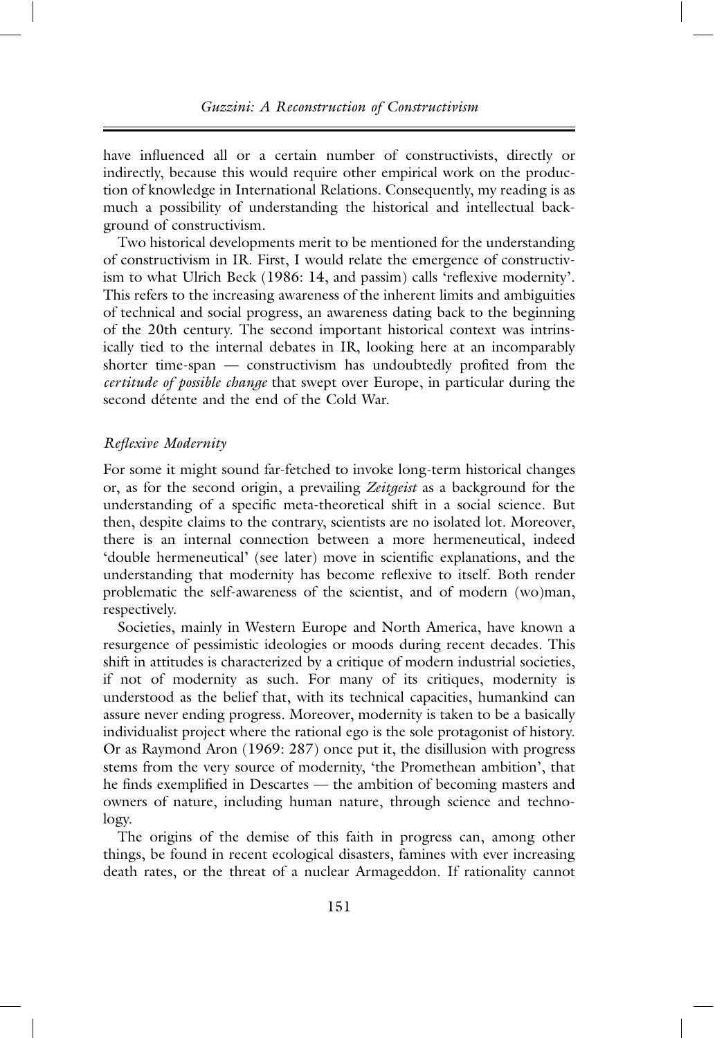have influenced all or a certain number of constructivists, directly or indirectly, because this would require other empirical work on the production of knowledge in International Relations. Consequently, my reading is as much a possibility of understanding the historical and intellectual background of constructivism.

Two historical developments merit to be mentioned for the understanding of constructivism in IR. First, I would relate the emergence of constructivism to what Ulrich Beck (1986: 14, and passim) calls 'reflexive modernity'. This refers to the increasing awareness of the inherent limits and ambiguities of technical and social progress, an awareness dating back to the beginning of the 20th century. The second important historical context was intrinsically tied to the internal debates in IR, looking here at an incomparably shorter time-span — constructivism has undoubtedly profited from the *certitude of possible change* that swept over Europe, in particular during the second détente and the end of the Cold War.

### *Reflexive Modernity*

For some it might sound far-fetched to invoke long-term historical changes or, as for the second origin, a prevailing *Zeitgeist* as a background for the understanding of a specific meta-theoretical shift in a social science. But then, despite claims to the contrary, scientists are no isolated lot. Moreover, there is an internal connection between a more hermeneutical, indeed 'double hermeneutical' (see later) move in scientific explanations, and the understanding that modernity has become reflexive to itself. Both render problematic the self-awareness of the scientist, and of modern (wo)man, respectively.

Societies, mainly in Western Europe and North America, have known a resurgence of pessimistic ideologies or moods during recent decades. This shift in attitudes is characterized by a critique of modern industrial societies, if not of modernity as such. For many of its critiques, modernity is understood as the belief that, with its technical capacities, humankind can assure never ending progress. Moreover, modernity is taken to be a basically individualist project where the rational ego is the sole protagonist of history. Or as Raymond Aron (1969: 287) once put it, the disillusion with progress stems from the very source of modernity, 'the Promethean ambition', that he finds exemplified in Descartes — the ambition of becoming masters and owners of nature, including human nature, through science and technology.

The origins of the demise of this faith in progress can, among other things, be found in recent ecological disasters, famines with ever increasing death rates, or the threat of a nuclear Armageddon. If rationality cannot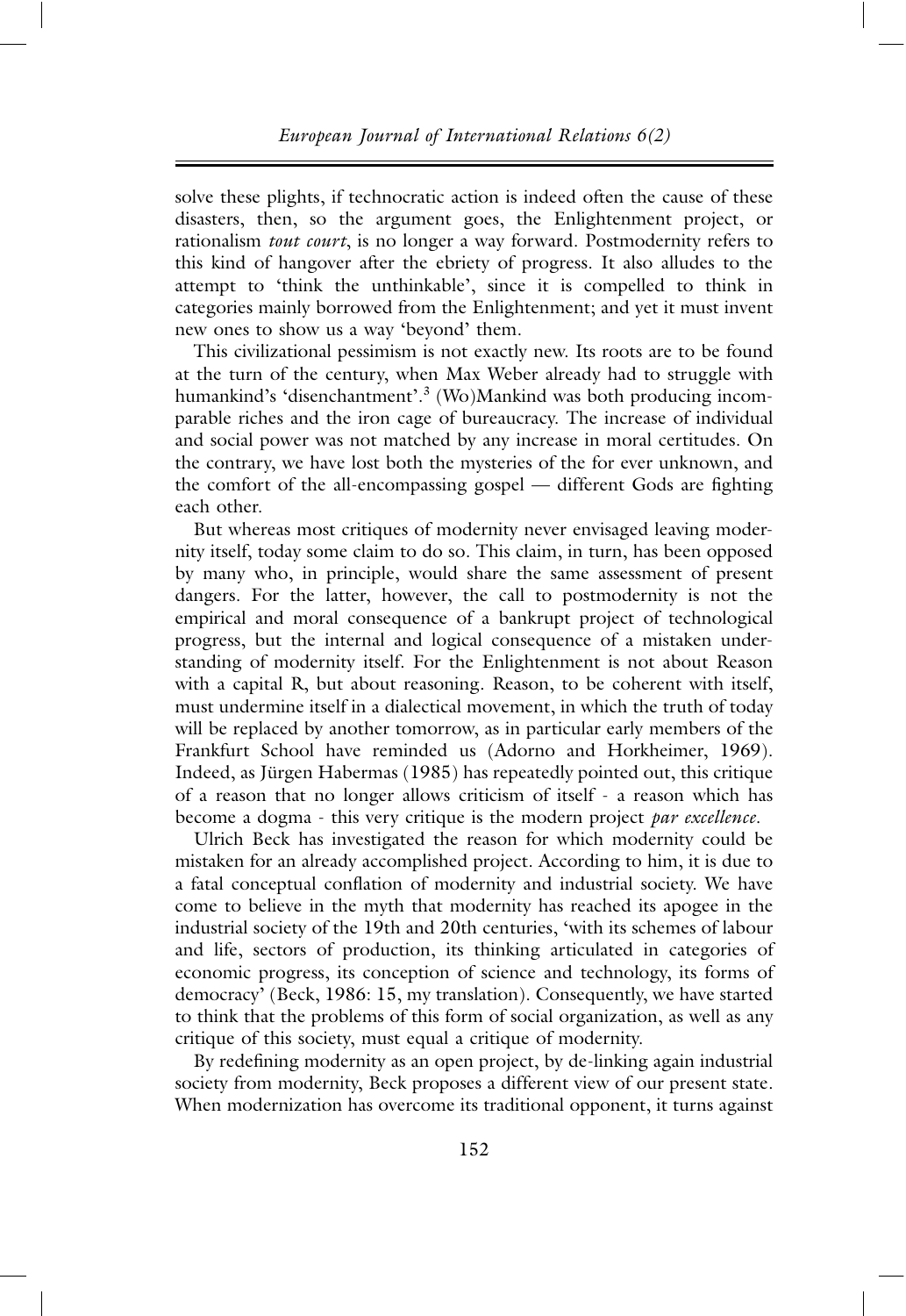solve these plights, if technocratic action is indeed often the cause of these disasters, then, so the argument goes, the Enlightenment project, or rationalism *tout court*, is no longer a way forward. Postmodernity refers to this kind of hangover after the ebriety of progress. It also alludes to the attempt to 'think the unthinkable', since it is compelled to think in categories mainly borrowed from the Enlightenment; and yet it must invent new ones to show us a way 'beyond' them.

This civilizational pessimism is not exactly new. Its roots are to be found at the turn of the century, when Max Weber already had to struggle with humankind's 'disenchantment'.[3] (Wo)Mankind was both producing incomparable riches and the iron cage of bureaucracy. The increase of individual and social power was not matched by any increase in moral certitudes. On the contrary, we have lost both the mysteries of the for ever unknown, and the comfort of the all-encompassing gospel — different Gods are fighting each other.

But whereas most critiques of modernity never envisaged leaving modernity itself, today some claim to do so. This claim, in turn, has been opposed by many who, in principle, would share the same assessment of present dangers. For the latter, however, the call to postmodernity is not the empirical and moral consequence of a bankrupt project of technological progress, but the internal and logical consequence of a mistaken understanding of modernity itself. For the Enlightenment is not about Reason with a capital R, but about reasoning. Reason, to be coherent with itself, must undermine itself in a dialectical movement, in which the truth of today will be replaced by another tomorrow, as in particular early members of the Frankfurt School have reminded us (Adorno and Horkheimer, 1969). Indeed, as Jürgen Habermas (1985) has repeatedly pointed out, this critique of a reason that no longer allows criticism of itself - a reason which has become a dogma - this very critique is the modern project *par excellence*.

Ulrich Beck has investigated the reason for which modernity could be mistaken for an already accomplished project. According to him, it is due to a fatal conceptual conflation of modernity and industrial society. We have come to believe in the myth that modernity has reached its apogee in the industrial society of the 19th and 20th centuries, 'with its schemes of labour and life, sectors of production, its thinking articulated in categories of economic progress, its conception of science and technology, its forms of democracy' (Beck, 1986: 15, my translation). Consequently, we have started to think that the problems of this form of social organization, as well as any critique of this society, must equal a critique of modernity.

By redefining modernity as an open project, by de-linking again industrial society from modernity, Beck proposes a different view of our present state. When modernization has overcome its traditional opponent, it turns against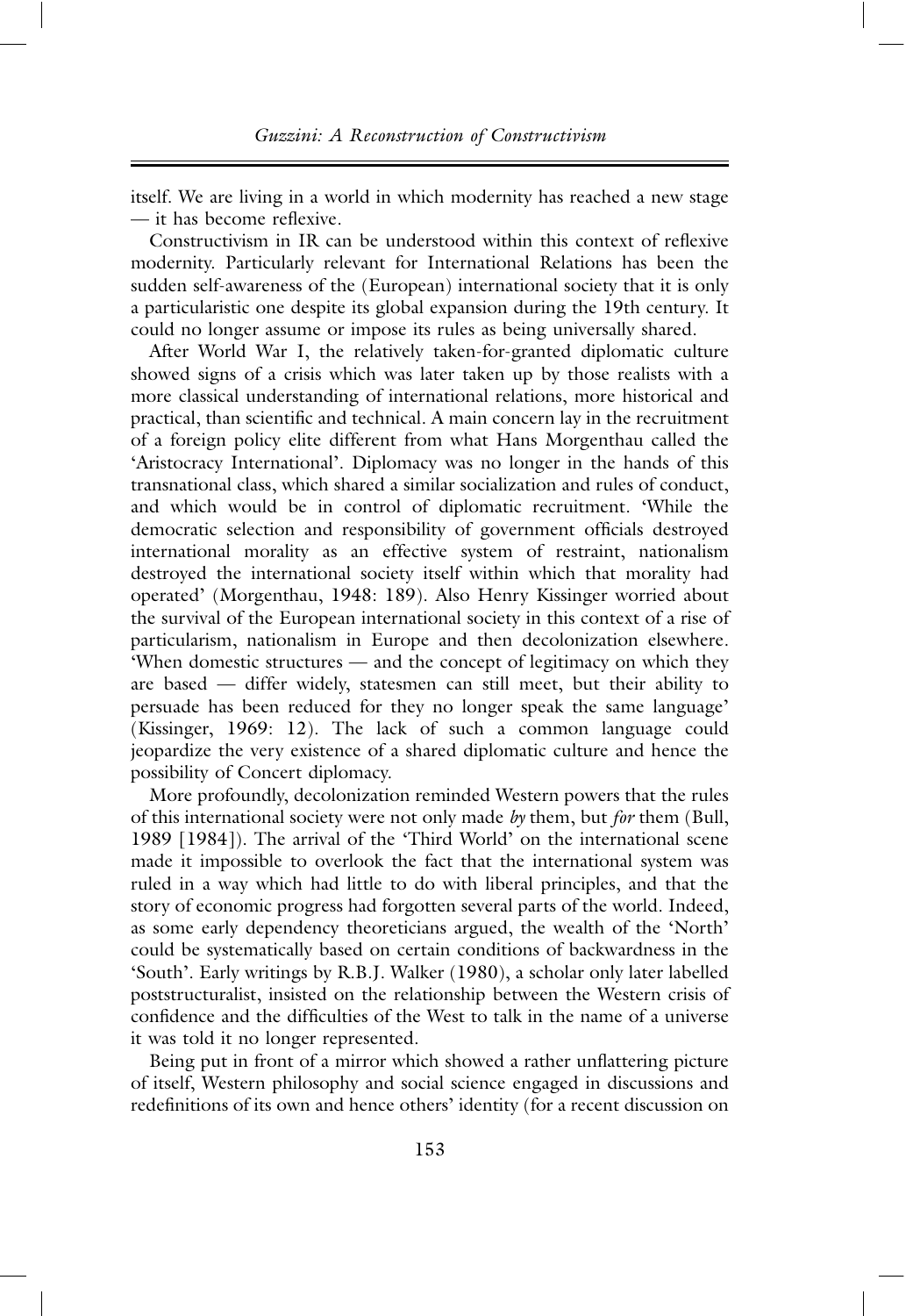itself. We are living in a world in which modernity has reached a new stage — it has become reflexive.

Constructivism in IR can be understood within this context of reflexive modernity. Particularly relevant for International Relations has been the sudden self-awareness of the (European) international society that it is only a particularistic one despite its global expansion during the 19th century. It could no longer assume or impose its rules as being universally shared.

After World War I, the relatively taken-for-granted diplomatic culture showed signs of a crisis which was later taken up by those realists with a more classical understanding of international relations, more historical and practical, than scientific and technical. A main concern lay in the recruitment of a foreign policy elite different from what Hans Morgenthau called the 'Aristocracy International'. Diplomacy was no longer in the hands of this transnational class, which shared a similar socialization and rules of conduct, and which would be in control of diplomatic recruitment. 'While the democratic selection and responsibility of government officials destroyed international morality as an effective system of restraint, nationalism destroyed the international society itself within which that morality had operated' (Morgenthau, 1948: 189). Also Henry Kissinger worried about the survival of the European international society in this context of a rise of particularism, nationalism in Europe and then decolonization elsewhere. 'When domestic structures — and the concept of legitimacy on which they are based — differ widely, statesmen can still meet, but their ability to persuade has been reduced for they no longer speak the same language' (Kissinger, 1969: 12). The lack of such a common language could jeopardize the very existence of a shared diplomatic culture and hence the possibility of Concert diplomacy.

More profoundly, decolonization reminded Western powers that the rules of this international society were not only made *by* them, but *for* them (Bull, 1989 [1984]). The arrival of the 'Third World' on the international scene made it impossible to overlook the fact that the international system was ruled in a way which had little to do with liberal principles, and that the story of economic progress had forgotten several parts of the world. Indeed, as some early dependency theoreticians argued, the wealth of the 'North' could be systematically based on certain conditions of backwardness in the 'South'. Early writings by R.B.J. Walker (1980), a scholar only later labelled poststructuralist, insisted on the relationship between the Western crisis of confidence and the difficulties of the West to talk in the name of a universe it was told it no longer represented.

Being put in front of a mirror which showed a rather unflattering picture of itself, Western philosophy and social science engaged in discussions and redefinitions of its own and hence others' identity (for a recent discussion on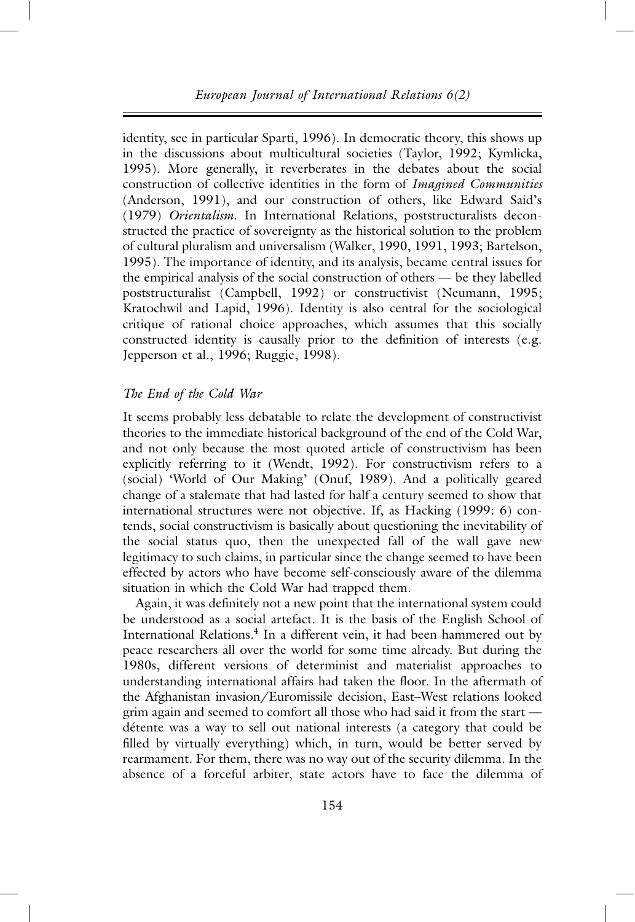identity, see in particular Sparti, 1996). In democratic theory, this shows up in the discussions about multicultural societies (Taylor, 1992; Kymlicka, 1995). More generally, it reverberates in the debates about the social construction of collective identities in the form of *Imagined Communities* (Anderson, 1991), and our construction of others, like Edward Said's (1979) *Orientalism*. In International Relations, poststructuralists deconstructed the practice of sovereignty as the historical solution to the problem of cultural pluralism and universalism (Walker, 1990, 1991, 1993; Bartelson, 1995). The importance of identity, and its analysis, became central issues for the empirical analysis of the social construction of others — be they labelled poststructuralist (Campbell, 1992) or constructivist (Neumann, 1995; Kratochwil and Lapid, 1996). Identity is also central for the sociological critique of rational choice approaches, which assumes that this socially constructed identity is causally prior to the definition of interests (e.g. Jepperson et al., 1996; Ruggie, 1998).

### *The End of the Cold War*

It seems probably less debatable to relate the development of constructivist theories to the immediate historical background of the end of the Cold War, and not only because the most quoted article of constructivism has been explicitly referring to it (Wendt, 1992). For constructivism refers to a (social) 'World of Our Making' (Onuf, 1989). And a politically geared change of a stalemate that had lasted for half a century seemed to show that international structures were not objective. If, as Hacking (1999: 6) contends, social constructivism is basically about questioning the inevitability of the social status quo, then the unexpected fall of the wall gave new legitimacy to such claims, in particular since the change seemed to have been effected by actors who have become self-consciously aware of the dilemma situation in which the Cold War had trapped them.

Again, it was definitely not a new point that the international system could be understood as a social artefact. It is the basis of the English School of International Relations.[4] In a different vein, it had been hammered out by peace researchers all over the world for some time already. But during the 1980s, different versions of determinist and materialist approaches to understanding international affairs had taken the floor. In the aftermath of the Afghanistan invasion/Euromissile decision, East–West relations looked grim again and seemed to comfort all those who had said it from the start — détente was a way to sell out national interests (a category that could be filled by virtually everything) which, in turn, would be better served by rearmament. For them, there was no way out of the security dilemma. In the absence of a forceful arbiter, state actors have to face the dilemma of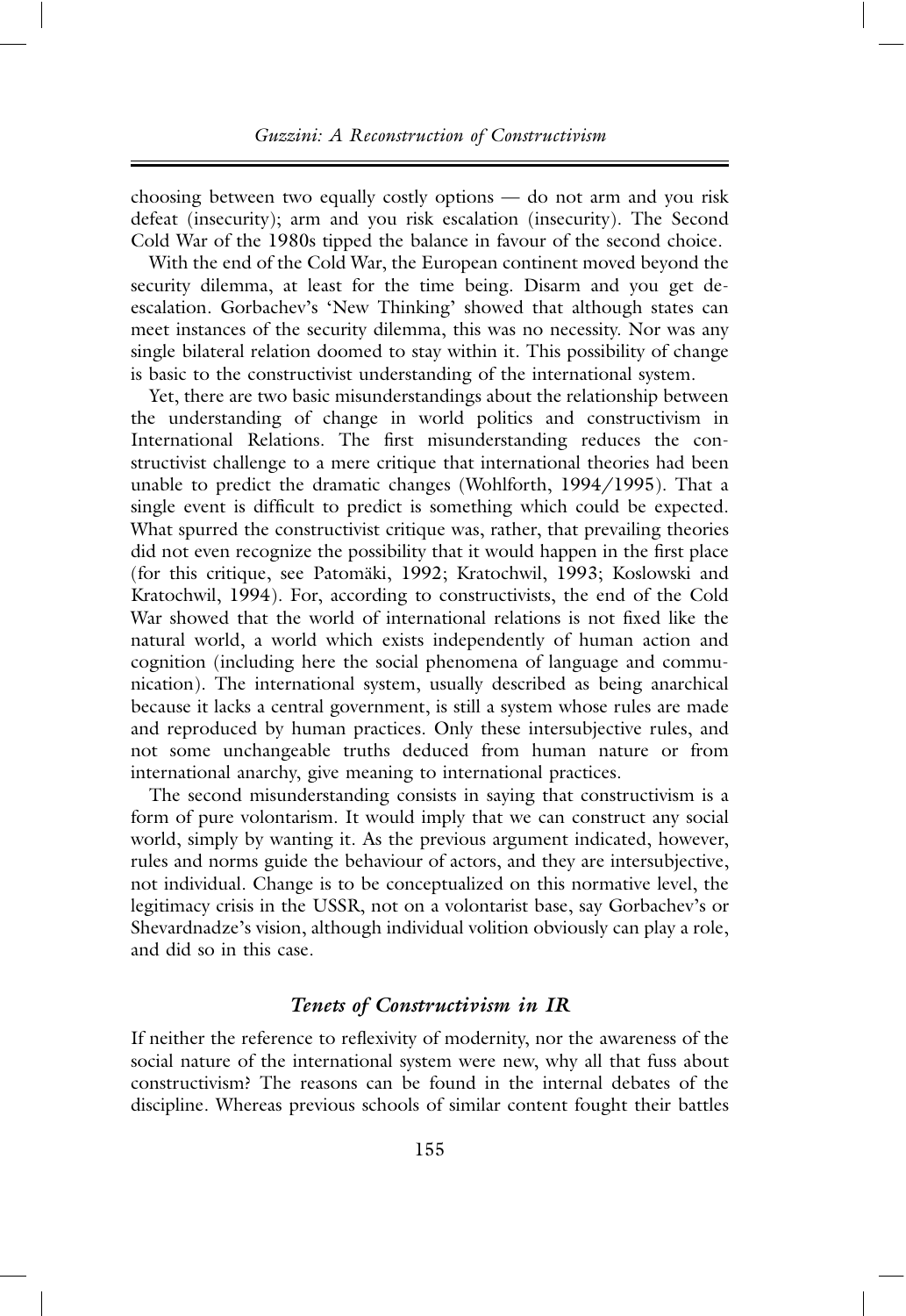choosing between two equally costly options — do not arm and you risk defeat (insecurity); arm and you risk escalation (insecurity). The Second Cold War of the 1980s tipped the balance in favour of the second choice.

With the end of the Cold War, the European continent moved beyond the security dilemma, at least for the time being. Disarm and you get de-escalation. Gorbachev's 'New Thinking' showed that although states can meet instances of the security dilemma, this was no necessity. Nor was any single bilateral relation doomed to stay within it. This possibility of change is basic to the constructivist understanding of the international system.

Yet, there are two basic misunderstandings about the relationship between the understanding of change in world politics and constructivism in International Relations. The first misunderstanding reduces the constructivist challenge to a mere critique that international theories had been unable to predict the dramatic changes (Wohlforth, 1994/1995). That a single event is difficult to predict is something which could be expected. What spurred the constructivist critique was, rather, that prevailing theories did not even recognize the possibility that it would happen in the first place (for this critique, see Patomäki, 1992; Kratochwil, 1993; Koslowski and Kratochwil, 1994). For, according to constructivists, the end of the Cold War showed that the world of international relations is not fixed like the natural world, a world which exists independently of human action and cognition (including here the social phenomena of language and communication). The international system, usually described as being anarchical because it lacks a central government, is still a system whose rules are made and reproduced by human practices. Only these intersubjective rules, and not some unchangeable truths deduced from human nature or from international anarchy, give meaning to international practices.

The second misunderstanding consists in saying that constructivism is a form of pure volontarism. It would imply that we can construct any social world, simply by wanting it. As the previous argument indicated, however, rules and norms guide the behaviour of actors, and they are intersubjective, not individual. Change is to be conceptualized on this normative level, the legitimacy crisis in the USSR, not on a volontarist base, say Gorbachev's or Shevardnadze's vision, although individual volition obviously can play a role, and did so in this case.

### *Tenets of Constructivism in IR*

If neither the reference to reflexivity of modernity, nor the awareness of the social nature of the international system were new, why all that fuss about constructivism? The reasons can be found in the internal debates of the discipline. Whereas previous schools of similar content fought their battles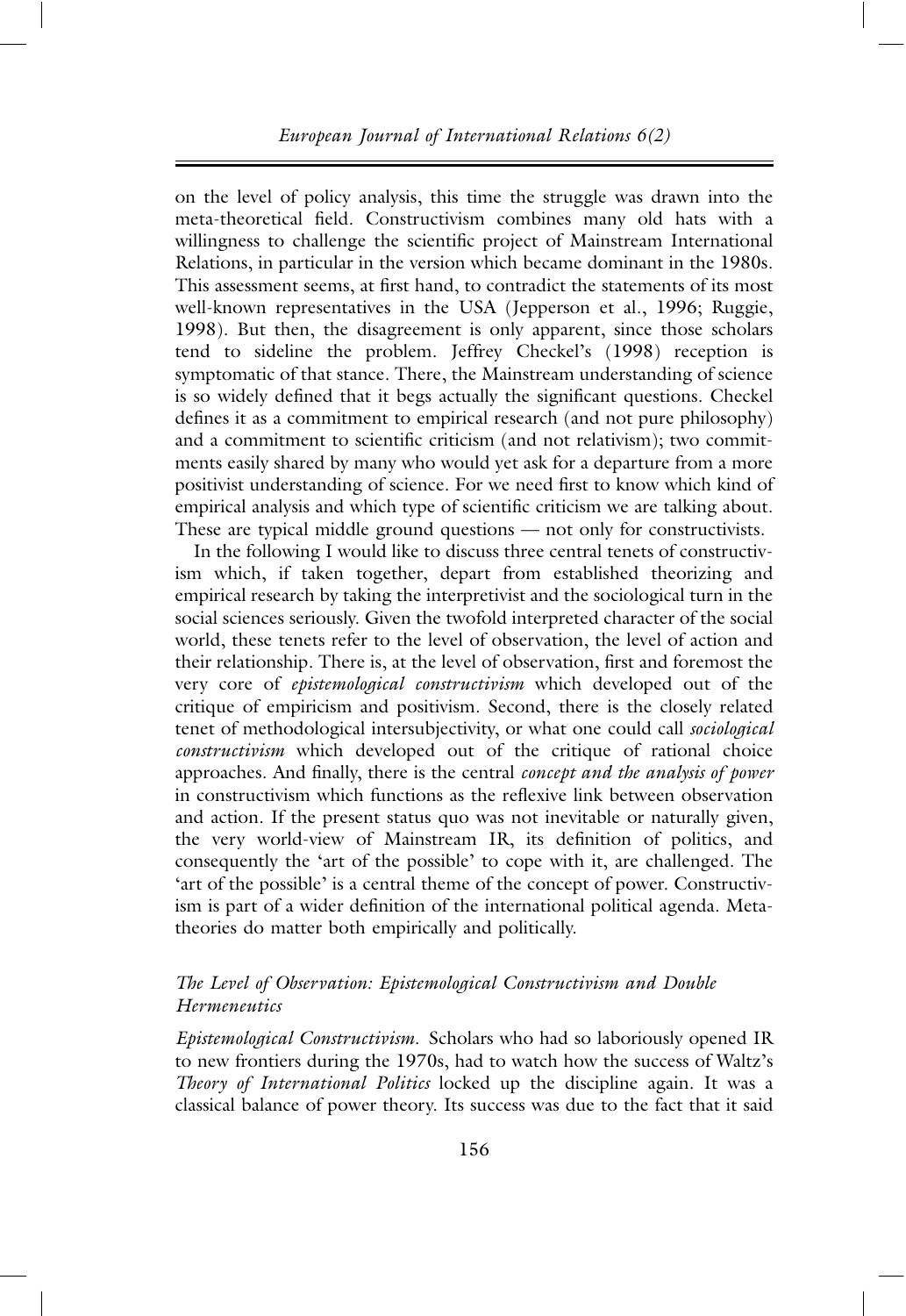on the level of policy analysis, this time the struggle was drawn into the meta-theoretical field. Constructivism combines many old hats with a willingness to challenge the scientific project of Mainstream International Relations, in particular in the version which became dominant in the 1980s. This assessment seems, at first hand, to contradict the statements of its most well-known representatives in the USA (Jepperson et al., 1996; Ruggie, 1998). But then, the disagreement is only apparent, since those scholars tend to sideline the problem. Jeffrey Checkel's (1998) reception is symptomatic of that stance. There, the Mainstream understanding of science is so widely defined that it begs actually the significant questions. Checkel defines it as a commitment to empirical research (and not pure philosophy) and a commitment to scientific criticism (and not relativism); two commitments easily shared by many who would yet ask for a departure from a more positivist understanding of science. For we need first to know which kind of empirical analysis and which type of scientific criticism we are talking about. These are typical middle ground questions — not only for constructivists.

In the following I would like to discuss three central tenets of constructivism which, if taken together, depart from established theorizing and empirical research by taking the interpretivist and the sociological turn in the social sciences seriously. Given the twofold interpreted character of the social world, these tenets refer to the level of observation, the level of action and their relationship. There is, at the level of observation, first and foremost the very core of *epistemological constructivism* which developed out of the critique of empiricism and positivism. Second, there is the closely related tenet of methodological intersubjectivity, or what one could call *sociological constructivism* which developed out of the critique of rational choice approaches. And finally, there is the central *concept and the analysis of power* in constructivism which functions as the reflexive link between observation and action. If the present status quo was not inevitable or naturally given, the very world-view of Mainstream IR, its definition of politics, and consequently the 'art of the possible' to cope with it, are challenged. The 'art of the possible' is a central theme of the concept of power. Constructivism is part of a wider definition of the international political agenda. Metatheories do matter both empirically and politically.

### *The Level of Observation: Epistemological Constructivism and Double Hermeneutics*

*Epistemological Constructivism.* Scholars who had so laboriously opened IR to new frontiers during the 1970s, had to watch how the success of Waltz's *Theory of International Politics* locked up the discipline again. It was a classical balance of power theory. Its success was due to the fact that it said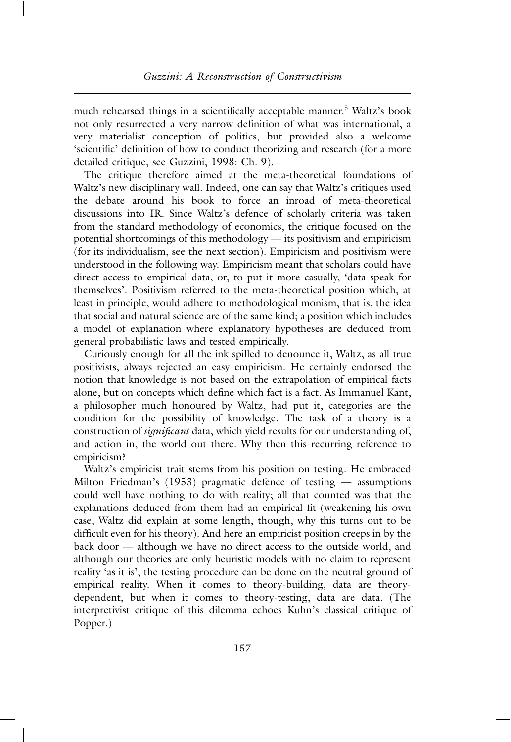much rehearsed things in a scientifically acceptable manner.[5] Waltz's book not only resurrected a very narrow definition of what was international, a very materialist conception of politics, but provided also a welcome 'scientific' definition of how to conduct theorizing and research (for a more detailed critique, see Guzzini, 1998: Ch. 9).

The critique therefore aimed at the meta-theoretical foundations of Waltz's new disciplinary wall. Indeed, one can say that Waltz's critiques used the debate around his book to force an inroad of meta-theoretical discussions into IR. Since Waltz's defence of scholarly criteria was taken from the standard methodology of economics, the critique focused on the potential shortcomings of this methodology — its positivism and empiricism (for its individualism, see the next section). Empiricism and positivism were understood in the following way. Empiricism meant that scholars could have direct access to empirical data, or, to put it more casually, 'data speak for themselves'. Positivism referred to the meta-theoretical position which, at least in principle, would adhere to methodological monism, that is, the idea that social and natural science are of the same kind; a position which includes a model of explanation where explanatory hypotheses are deduced from general probabilistic laws and tested empirically.

Curiously enough for all the ink spilled to denounce it, Waltz, as all true positivists, always rejected an easy empiricism. He certainly endorsed the notion that knowledge is not based on the extrapolation of empirical facts alone, but on concepts which define which fact is a fact. As Immanuel Kant, a philosopher much honoured by Waltz, had put it, categories are the condition for the possibility of knowledge. The task of a theory is a construction of *significant* data, which yield results for our understanding of, and action in, the world out there. Why then this recurring reference to empiricism?

Waltz's empiricist trait stems from his position on testing. He embraced Milton Friedman's (1953) pragmatic defence of testing — assumptions could well have nothing to do with reality; all that counted was that the explanations deduced from them had an empirical fit (weakening his own case, Waltz did explain at some length, though, why this turns out to be difficult even for his theory). And here an empiricist position creeps in by the back door — although we have no direct access to the outside world, and although our theories are only heuristic models with no claim to represent reality 'as it is', the testing procedure can be done on the neutral ground of empirical reality. When it comes to theory-building, data are theory-dependent, but when it comes to theory-testing, data are data. (The interpretivist critique of this dilemma echoes Kuhn's classical critique of Popper.)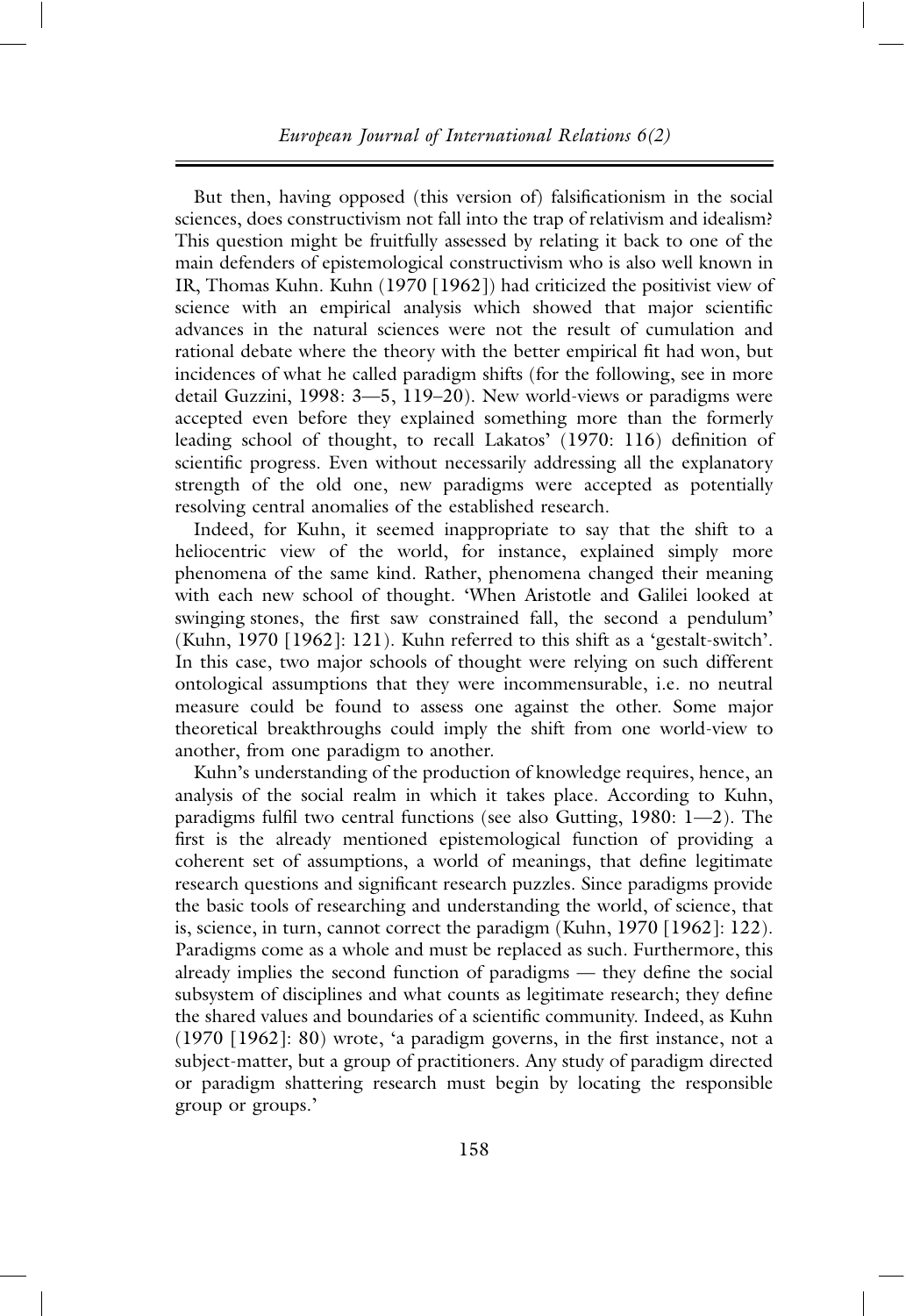But then, having opposed (this version of) falsificationism in the social sciences, does constructivism not fall into the trap of relativism and idealism? This question might be fruitfully assessed by relating it back to one of the main defenders of epistemological constructivism who is also well known in IR, Thomas Kuhn. Kuhn (1970 [1962]) had criticized the positivist view of science with an empirical analysis which showed that major scientific advances in the natural sciences were not the result of cumulation and rational debate where the theory with the better empirical fit had won, but incidences of what he called paradigm shifts (for the following, see in more detail Guzzini, 1998: 3—5, 119–20). New world-views or paradigms were accepted even before they explained something more than the formerly leading school of thought, to recall Lakatos' (1970: 116) definition of scientific progress. Even without necessarily addressing all the explanatory strength of the old one, new paradigms were accepted as potentially resolving central anomalies of the established research.

Indeed, for Kuhn, it seemed inappropriate to say that the shift to a heliocentric view of the world, for instance, explained simply more phenomena of the same kind. Rather, phenomena changed their meaning with each new school of thought. 'When Aristotle and Galilei looked at swinging stones, the first saw constrained fall, the second a pendulum' (Kuhn, 1970 [1962]: 121). Kuhn referred to this shift as a 'gestalt-switch'. In this case, two major schools of thought were relying on such different ontological assumptions that they were incommensurable, i.e. no neutral measure could be found to assess one against the other. Some major theoretical breakthroughs could imply the shift from one world-view to another, from one paradigm to another.

Kuhn's understanding of the production of knowledge requires, hence, an analysis of the social realm in which it takes place. According to Kuhn, paradigms fulfil two central functions (see also Gutting, 1980: 1—2). The first is the already mentioned epistemological function of providing a coherent set of assumptions, a world of meanings, that define legitimate research questions and significant research puzzles. Since paradigms provide the basic tools of researching and understanding the world, of science, that is, science, in turn, cannot correct the paradigm (Kuhn, 1970 [1962]: 122). Paradigms come as a whole and must be replaced as such. Furthermore, this already implies the second function of paradigms — they define the social subsystem of disciplines and what counts as legitimate research; they define the shared values and boundaries of a scientific community. Indeed, as Kuhn (1970 [1962]: 80) wrote, 'a paradigm governs, in the first instance, not a subject-matter, but a group of practitioners. Any study of paradigm directed or paradigm shattering research must begin by locating the responsible group or groups.'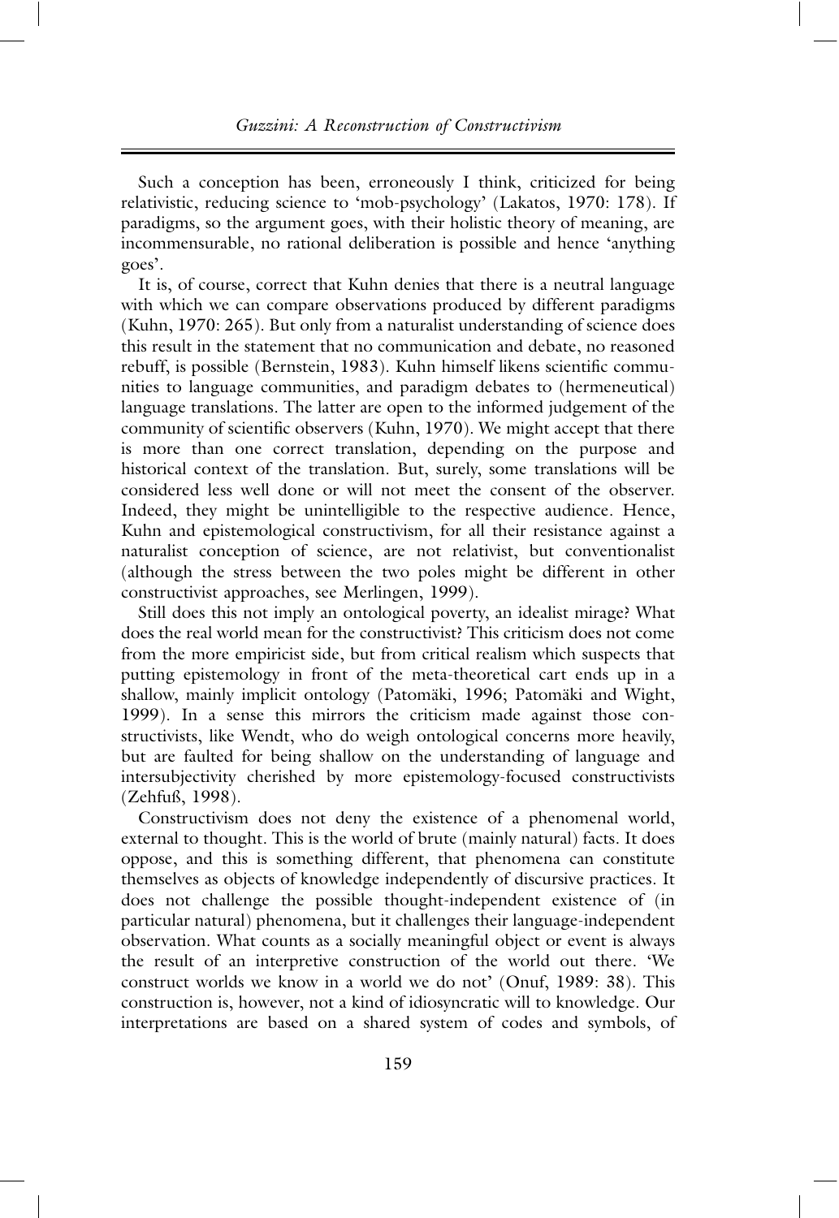Such a conception has been, erroneously I think, criticized for being relativistic, reducing science to 'mob-psychology' (Lakatos, 1970: 178). If paradigms, so the argument goes, with their holistic theory of meaning, are incommensurable, no rational deliberation is possible and hence 'anything goes'.

It is, of course, correct that Kuhn denies that there is a neutral language with which we can compare observations produced by different paradigms (Kuhn, 1970: 265). But only from a naturalist understanding of science does this result in the statement that no communication and debate, no reasoned rebuff, is possible (Bernstein, 1983). Kuhn himself likens scientific communities to language communities, and paradigm debates to (hermeneutical) language translations. The latter are open to the informed judgement of the community of scientific observers (Kuhn, 1970). We might accept that there is more than one correct translation, depending on the purpose and historical context of the translation. But, surely, some translations will be considered less well done or will not meet the consent of the observer. Indeed, they might be unintelligible to the respective audience. Hence, Kuhn and epistemological constructivism, for all their resistance against a naturalist conception of science, are not relativist, but conventionalist (although the stress between the two poles might be different in other constructivist approaches, see Merlingen, 1999).

Still does this not imply an ontological poverty, an idealist mirage? What does the real world mean for the constructivist? This criticism does not come from the more empiricist side, but from critical realism which suspects that putting epistemology in front of the meta-theoretical cart ends up in a shallow, mainly implicit ontology (Patomäki, 1996; Patomäki and Wight, 1999). In a sense this mirrors the criticism made against those constructivists, like Wendt, who do weigh ontological concerns more heavily, but are faulted for being shallow on the understanding of language and intersubjectivity cherished by more epistemology-focused constructivists (Zehfuß, 1998).

Constructivism does not deny the existence of a phenomenal world, external to thought. This is the world of brute (mainly natural) facts. It does oppose, and this is something different, that phenomena can constitute themselves as objects of knowledge independently of discursive practices. It does not challenge the possible thought-independent existence of (in particular natural) phenomena, but it challenges their language-independent observation. What counts as a socially meaningful object or event is always the result of an interpretive construction of the world out there. 'We construct worlds we know in a world we do not' (Onuf, 1989: 38). This construction is, however, not a kind of idiosyncratic will to knowledge. Our interpretations are based on a shared system of codes and symbols, of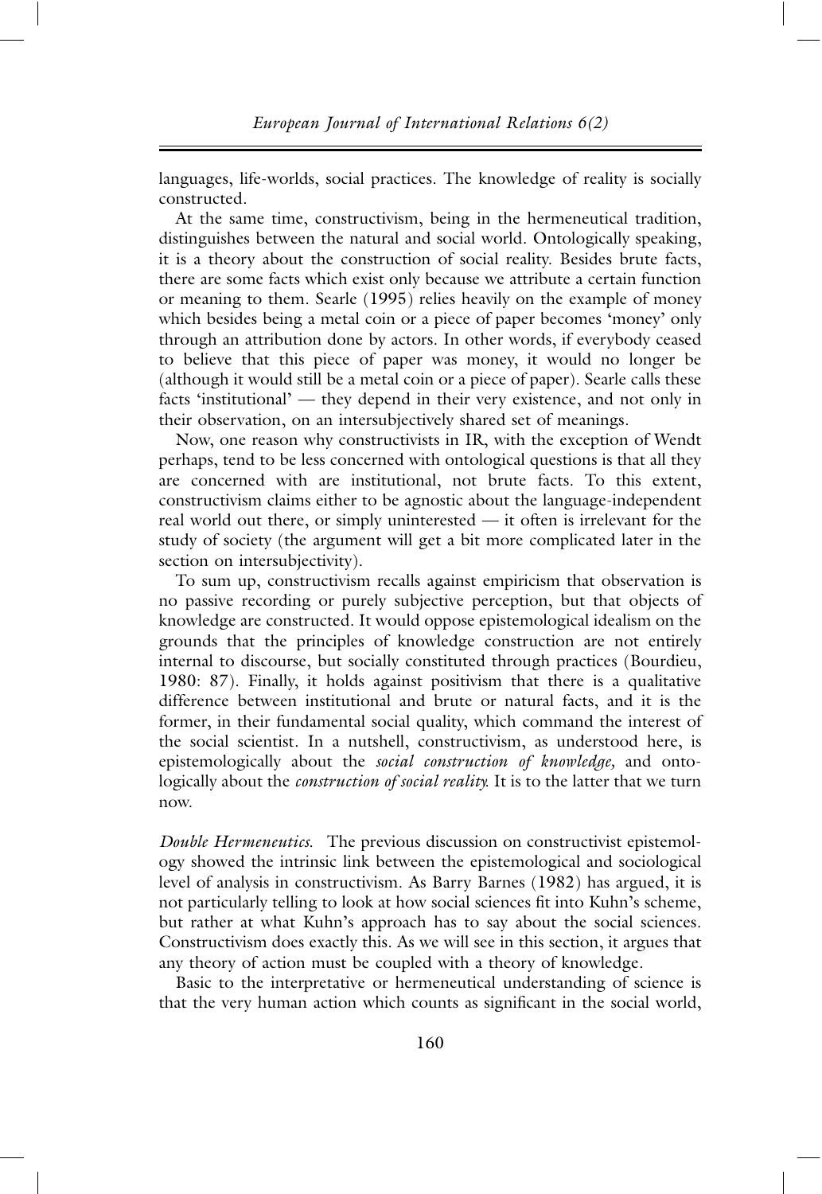languages, life-worlds, social practices. The knowledge of reality is socially constructed.

At the same time, constructivism, being in the hermeneutical tradition, distinguishes between the natural and social world. Ontologically speaking, it is a theory about the construction of social reality. Besides brute facts, there are some facts which exist only because we attribute a certain function or meaning to them. Searle (1995) relies heavily on the example of money which besides being a metal coin or a piece of paper becomes 'money' only through an attribution done by actors. In other words, if everybody ceased to believe that this piece of paper was money, it would no longer be (although it would still be a metal coin or a piece of paper). Searle calls these facts 'institutional' — they depend in their very existence, and not only in their observation, on an intersubjectively shared set of meanings.

Now, one reason why constructivists in IR, with the exception of Wendt perhaps, tend to be less concerned with ontological questions is that all they are concerned with are institutional, not brute facts. To this extent, constructivism claims either to be agnostic about the language-independent real world out there, or simply uninterested — it often is irrelevant for the study of society (the argument will get a bit more complicated later in the section on intersubjectivity).

To sum up, constructivism recalls against empiricism that observation is no passive recording or purely subjective perception, but that objects of knowledge are constructed. It would oppose epistemological idealism on the grounds that the principles of knowledge construction are not entirely internal to discourse, but socially constituted through practices (Bourdieu, 1980: 87). Finally, it holds against positivism that there is a qualitative difference between institutional and brute or natural facts, and it is the former, in their fundamental social quality, which command the interest of the social scientist. In a nutshell, constructivism, as understood here, is epistemologically about the *social construction of knowledge,* and ontologically about the *construction of social reality.* It is to the latter that we turn now.

*Double Hermeneutics.* The previous discussion on constructivist epistemology showed the intrinsic link between the epistemological and sociological level of analysis in constructivism. As Barry Barnes (1982) has argued, it is not particularly telling to look at how social sciences fit into Kuhn's scheme, but rather at what Kuhn's approach has to say about the social sciences. Constructivism does exactly this. As we will see in this section, it argues that any theory of action must be coupled with a theory of knowledge.

Basic to the interpretative or hermeneutical understanding of science is that the very human action which counts as significant in the social world,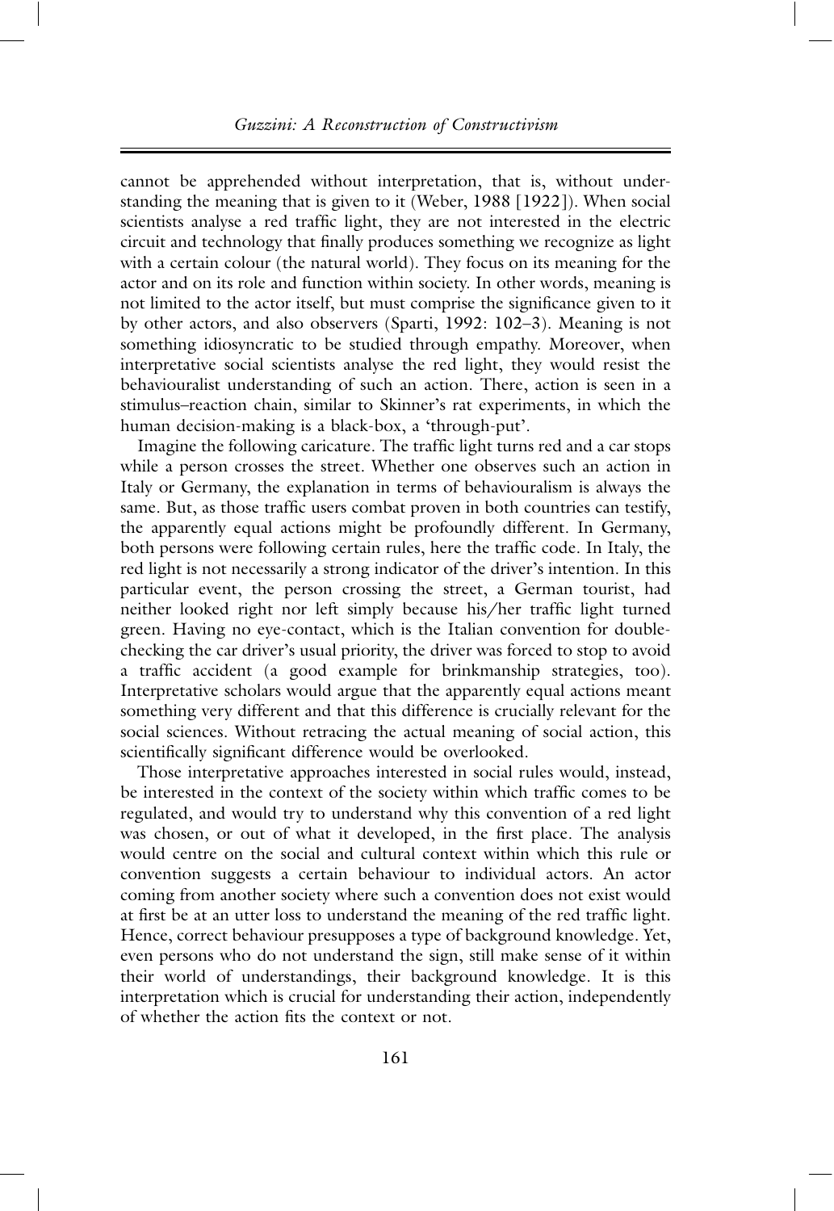cannot be apprehended without interpretation, that is, without understanding the meaning that is given to it (Weber, 1988 [1922]). When social scientists analyse a red traffic light, they are not interested in the electric circuit and technology that finally produces something we recognize as light with a certain colour (the natural world). They focus on its meaning for the actor and on its role and function within society. In other words, meaning is not limited to the actor itself, but must comprise the significance given to it by other actors, and also observers (Sparti, 1992: 102–3). Meaning is not something idiosyncratic to be studied through empathy. Moreover, when interpretative social scientists analyse the red light, they would resist the behaviouralist understanding of such an action. There, action is seen in a stimulus–reaction chain, similar to Skinner's rat experiments, in which the human decision-making is a black-box, a 'through-put'.

Imagine the following caricature. The traffic light turns red and a car stops while a person crosses the street. Whether one observes such an action in Italy or Germany, the explanation in terms of behaviouralism is always the same. But, as those traffic users combat proven in both countries can testify, the apparently equal actions might be profoundly different. In Germany, both persons were following certain rules, here the traffic code. In Italy, the red light is not necessarily a strong indicator of the driver's intention. In this particular event, the person crossing the street, a German tourist, had neither looked right nor left simply because his/her traffic light turned green. Having no eye-contact, which is the Italian convention for double-checking the car driver's usual priority, the driver was forced to stop to avoid a traffic accident (a good example for brinkmanship strategies, too). Interpretative scholars would argue that the apparently equal actions meant something very different and that this difference is crucially relevant for the social sciences. Without retracing the actual meaning of social action, this scientifically significant difference would be overlooked.

Those interpretative approaches interested in social rules would, instead, be interested in the context of the society within which traffic comes to be regulated, and would try to understand why this convention of a red light was chosen, or out of what it developed, in the first place. The analysis would centre on the social and cultural context within which this rule or convention suggests a certain behaviour to individual actors. An actor coming from another society where such a convention does not exist would at first be at an utter loss to understand the meaning of the red traffic light. Hence, correct behaviour presupposes a type of background knowledge. Yet, even persons who do not understand the sign, still make sense of it within their world of understandings, their background knowledge. It is this interpretation which is crucial for understanding their action, independently of whether the action fits the context or not.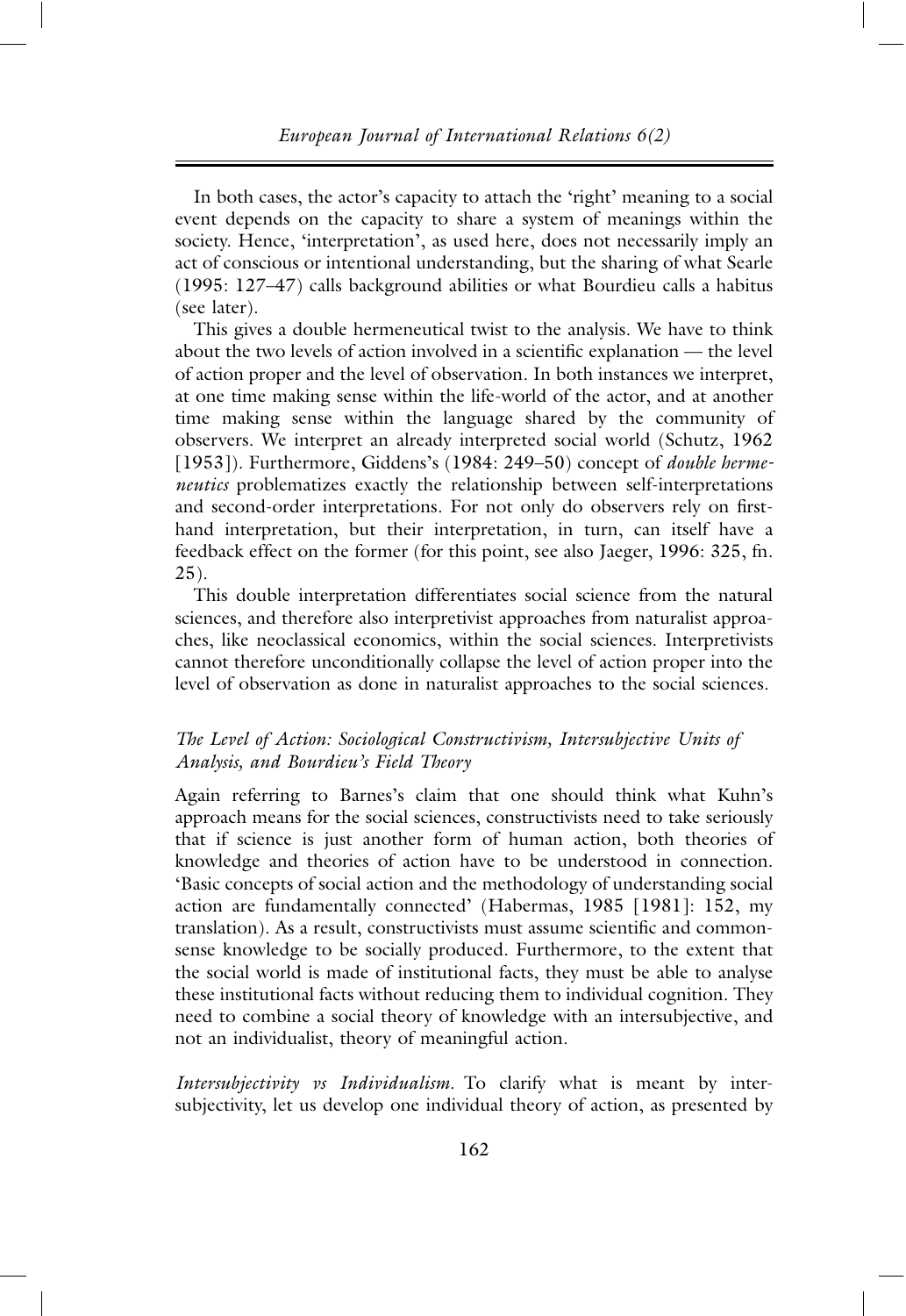In both cases, the actor's capacity to attach the 'right' meaning to a social event depends on the capacity to share a system of meanings within the society. Hence, 'interpretation', as used here, does not necessarily imply an act of conscious or intentional understanding, but the sharing of what Searle (1995: 127–47) calls background abilities or what Bourdieu calls a habitus (see later).

This gives a double hermeneutical twist to the analysis. We have to think about the two levels of action involved in a scientific explanation — the level of action proper and the level of observation. In both instances we interpret, at one time making sense within the life-world of the actor, and at another time making sense within the language shared by the community of observers. We interpret an already interpreted social world (Schutz, 1962 [1953]). Furthermore, Giddens's (1984: 249–50) concept of *double hermeneutics* problematizes exactly the relationship between self-interpretations and second-order interpretations. For not only do observers rely on first-hand interpretation, but their interpretation, in turn, can itself have a feedback effect on the former (for this point, see also Jaeger, 1996: 325, fn. 25).

This double interpretation differentiates social science from the natural sciences, and therefore also interpretivist approaches from naturalist approaches, like neoclassical economics, within the social sciences. Interpretivists cannot therefore unconditionally collapse the level of action proper into the level of observation as done in naturalist approaches to the social sciences.

### *The Level of Action: Sociological Constructivism, Intersubjective Units of Analysis, and Bourdieu's Field Theory*

Again referring to Barnes's claim that one should think what Kuhn's approach means for the social sciences, constructivists need to take seriously that if science is just another form of human action, both theories of knowledge and theories of action have to be understood in connection. 'Basic concepts of social action and the methodology of understanding social action are fundamentally connected' (Habermas, 1985 [1981]: 152, my translation). As a result, constructivists must assume scientific and common-sense knowledge to be socially produced. Furthermore, to the extent that the social world is made of institutional facts, they must be able to analyse these institutional facts without reducing them to individual cognition. They need to combine a social theory of knowledge with an intersubjective, and not an individualist, theory of meaningful action.

*Intersubjectivity vs Individualism.* To clarify what is meant by intersubjectivity, let us develop one individual theory of action, as presented by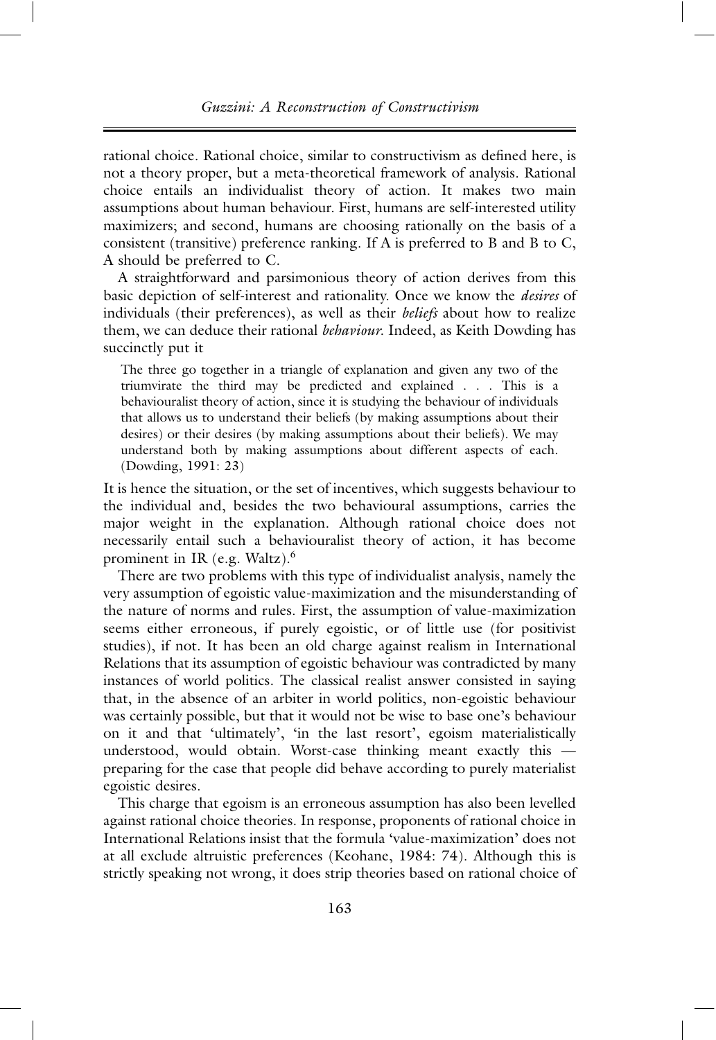rational choice. Rational choice, similar to constructivism as defined here, is not a theory proper, but a meta-theoretical framework of analysis. Rational choice entails an individualist theory of action. It makes two main assumptions about human behaviour. First, humans are self-interested utility maximizers; and second, humans are choosing rationally on the basis of a consistent (transitive) preference ranking. If A is preferred to B and B to C, A should be preferred to C.

A straightforward and parsimonious theory of action derives from this basic depiction of self-interest and rationality. Once we know the *desires* of individuals (their preferences), as well as their *beliefs* about how to realize them, we can deduce their rational *behaviour*. Indeed, as Keith Dowding has succinctly put it

> The three go together in a triangle of explanation and given any two of the triumvirate the third may be predicted and explained . . . This is a behaviouralist theory of action, since it is studying the behaviour of individuals that allows us to understand their beliefs (by making assumptions about their desires) or their desires (by making assumptions about their beliefs). We may understand both by making assumptions about different aspects of each. (Dowding, 1991: 23)

It is hence the situation, or the set of incentives, which suggests behaviour to the individual and, besides the two behavioural assumptions, carries the major weight in the explanation. Although rational choice does not necessarily entail such a behaviouralist theory of action, it has become prominent in IR (e.g. Waltz).[6]

There are two problems with this type of individualist analysis, namely the very assumption of egoistic value-maximization and the misunderstanding of the nature of norms and rules. First, the assumption of value-maximization seems either erroneous, if purely egoistic, or of little use (for positivist studies), if not. It has been an old charge against realism in International Relations that its assumption of egoistic behaviour was contradicted by many instances of world politics. The classical realist answer consisted in saying that, in the absence of an arbiter in world politics, non-egoistic behaviour was certainly possible, but that it would not be wise to base one's behaviour on it and that 'ultimately', 'in the last resort', egoism materialistically understood, would obtain. Worst-case thinking meant exactly this — preparing for the case that people did behave according to purely materialist egoistic desires.

This charge that egoism is an erroneous assumption has also been levelled against rational choice theories. In response, proponents of rational choice in International Relations insist that the formula 'value-maximization' does not at all exclude altruistic preferences (Keohane, 1984: 74). Although this is strictly speaking not wrong, it does strip theories based on rational choice of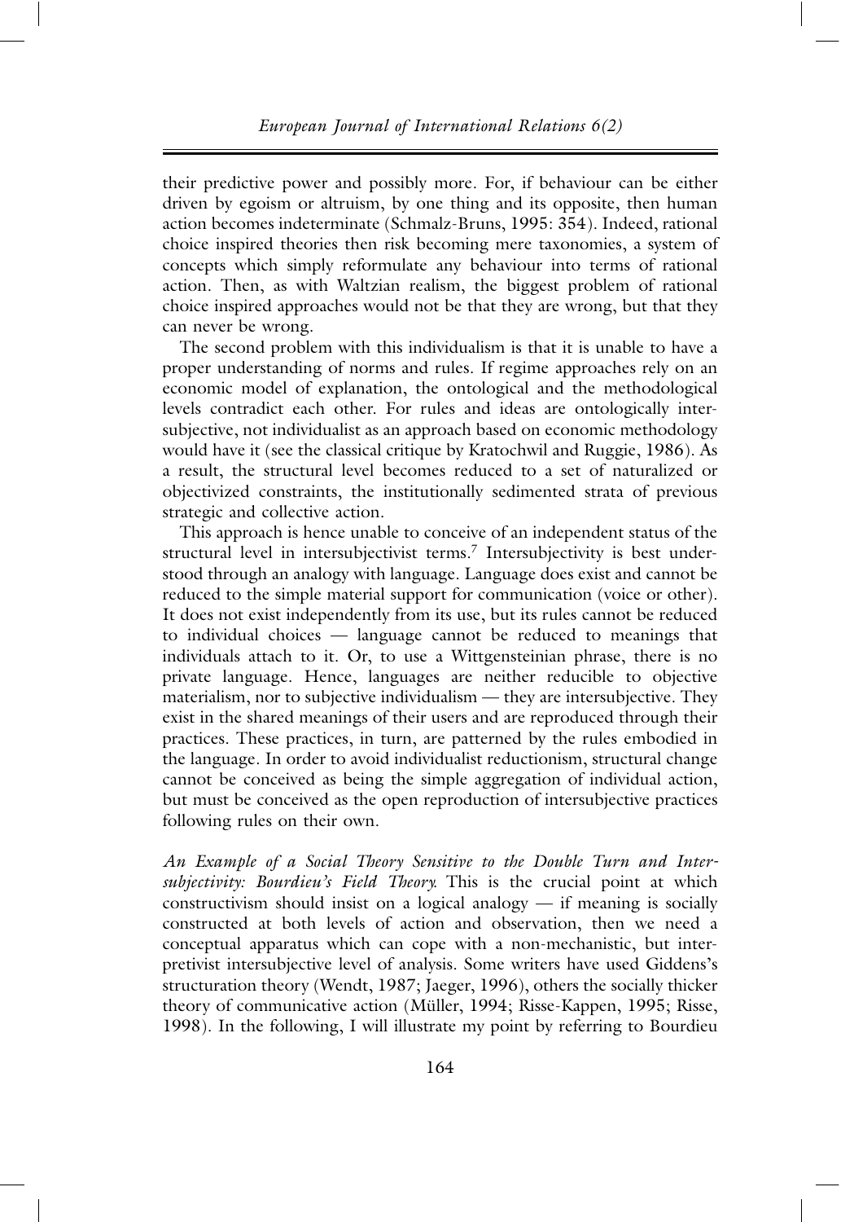their predictive power and possibly more. For, if behaviour can be either driven by egoism or altruism, by one thing and its opposite, then human action becomes indeterminate (Schmalz-Bruns, 1995: 354). Indeed, rational choice inspired theories then risk becoming mere taxonomies, a system of concepts which simply reformulate any behaviour into terms of rational action. Then, as with Waltzian realism, the biggest problem of rational choice inspired approaches would not be that they are wrong, but that they can never be wrong.

The second problem with this individualism is that it is unable to have a proper understanding of norms and rules. If regime approaches rely on an economic model of explanation, the ontological and the methodological levels contradict each other. For rules and ideas are ontologically intersubjective, not individualist as an approach based on economic methodology would have it (see the classical critique by Kratochwil and Ruggie, 1986). As a result, the structural level becomes reduced to a set of naturalized or objectivized constraints, the institutionally sedimented strata of previous strategic and collective action.

This approach is hence unable to conceive of an independent status of the structural level in intersubjectivist terms.[7] Intersubjectivity is best understood through an analogy with language. Language does exist and cannot be reduced to the simple material support for communication (voice or other). It does not exist independently from its use, but its rules cannot be reduced to individual choices — language cannot be reduced to meanings that individuals attach to it. Or, to use a Wittgensteinian phrase, there is no private language. Hence, languages are neither reducible to objective materialism, nor to subjective individualism — they are intersubjective. They exist in the shared meanings of their users and are reproduced through their practices. These practices, in turn, are patterned by the rules embodied in the language. In order to avoid individualist reductionism, structural change cannot be conceived as being the simple aggregation of individual action, but must be conceived as the open reproduction of intersubjective practices following rules on their own.

*An Example of a Social Theory Sensitive to the Double Turn and Intersubjectivity: Bourdieu's Field Theory.* This is the crucial point at which constructivism should insist on a logical analogy — if meaning is socially constructed at both levels of action and observation, then we need a conceptual apparatus which can cope with a non-mechanistic, but interpretivist intersubjective level of analysis. Some writers have used Giddens's structuration theory (Wendt, 1987; Jaeger, 1996), others the socially thicker theory of communicative action (Müller, 1994; Risse-Kappen, 1995; Risse, 1998). In the following, I will illustrate my point by referring to Bourdieu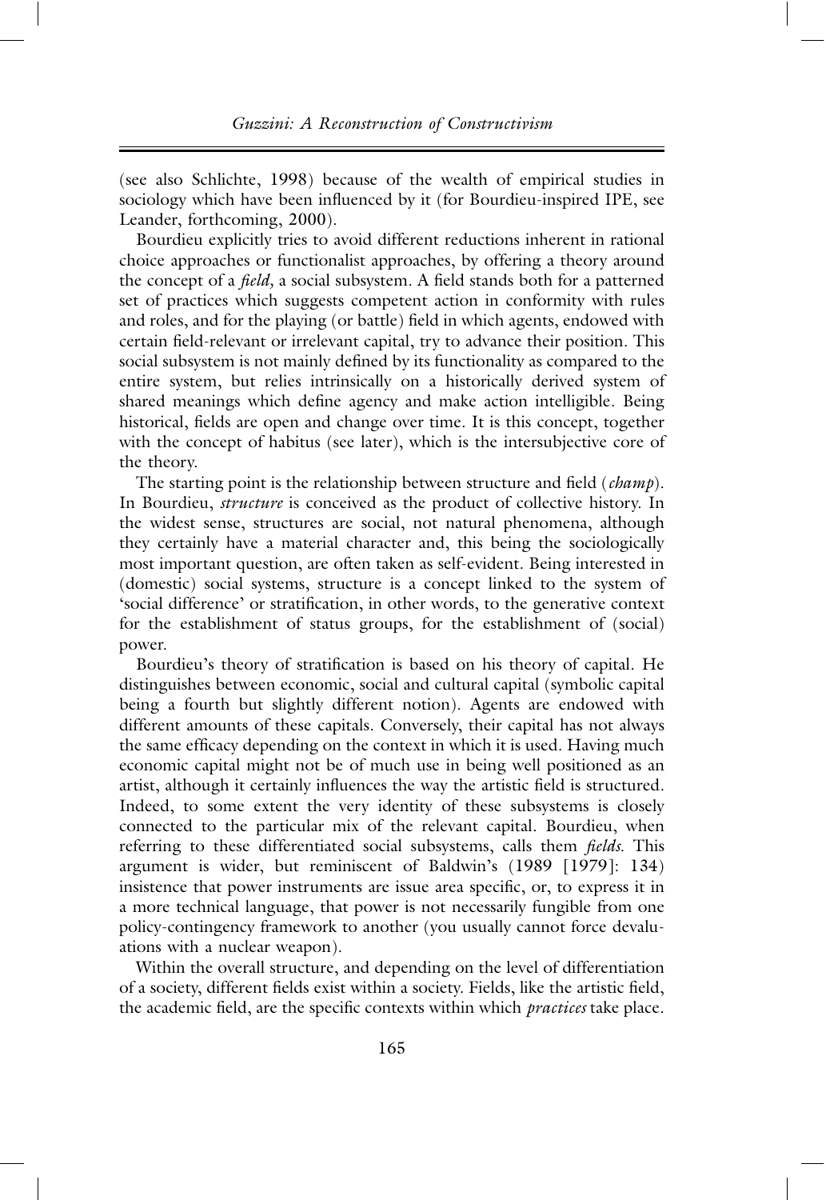(see also Schlichte, 1998) because of the wealth of empirical studies in sociology which have been influenced by it (for Bourdieu-inspired IPE, see Leander, forthcoming, 2000).

Bourdieu explicitly tries to avoid different reductions inherent in rational choice approaches or functionalist approaches, by offering a theory around the concept of a *field,* a social subsystem. A field stands both for a patterned set of practices which suggests competent action in conformity with rules and roles, and for the playing (or battle) field in which agents, endowed with certain field-relevant or irrelevant capital, try to advance their position. This social subsystem is not mainly defined by its functionality as compared to the entire system, but relies intrinsically on a historically derived system of shared meanings which define agency and make action intelligible. Being historical, fields are open and change over time. It is this concept, together with the concept of habitus (see later), which is the intersubjective core of the theory.

The starting point is the relationship between structure and field (*champ*). In Bourdieu, *structure* is conceived as the product of collective history. In the widest sense, structures are social, not natural phenomena, although they certainly have a material character and, this being the sociologically most important question, are often taken as self-evident. Being interested in (domestic) social systems, structure is a concept linked to the system of 'social difference' or stratification, in other words, to the generative context for the establishment of status groups, for the establishment of (social) power.

Bourdieu's theory of stratification is based on his theory of capital. He distinguishes between economic, social and cultural capital (symbolic capital being a fourth but slightly different notion). Agents are endowed with different amounts of these capitals. Conversely, their capital has not always the same efficacy depending on the context in which it is used. Having much economic capital might not be of much use in being well positioned as an artist, although it certainly influences the way the artistic field is structured. Indeed, to some extent the very identity of these subsystems is closely connected to the particular mix of the relevant capital. Bourdieu, when referring to these differentiated social subsystems, calls them *fields.* This argument is wider, but reminiscent of Baldwin's (1989 [1979]: 134) insistence that power instruments are issue area specific, or, to express it in a more technical language, that power is not necessarily fungible from one policy-contingency framework to another (you usually cannot force devaluations with a nuclear weapon).

Within the overall structure, and depending on the level of differentiation of a society, different fields exist within a society. Fields, like the artistic field, the academic field, are the specific contexts within which *practices* take place.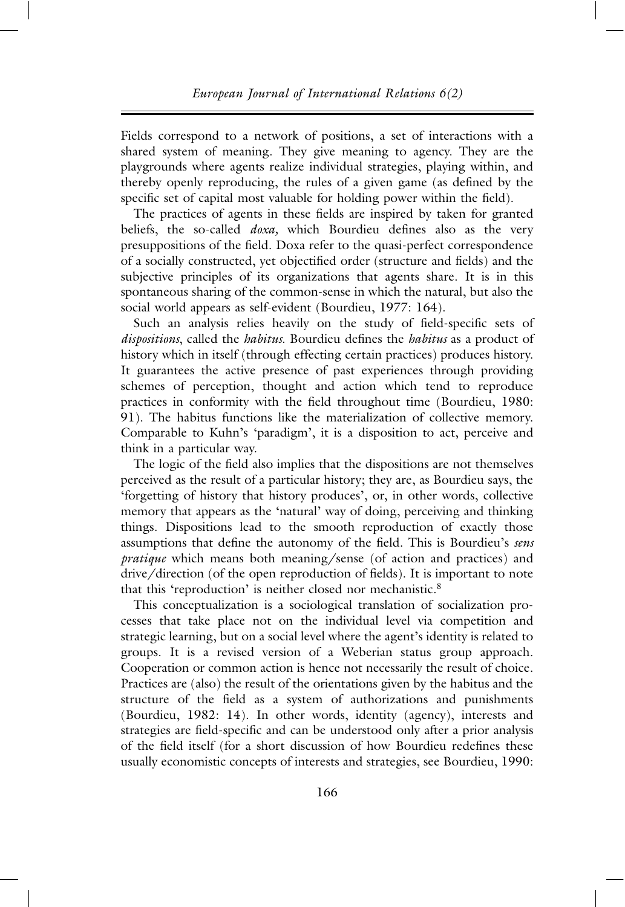Fields correspond to a network of positions, a set of interactions with a shared system of meaning. They give meaning to agency. They are the playgrounds where agents realize individual strategies, playing within, and thereby openly reproducing, the rules of a given game (as defined by the specific set of capital most valuable for holding power within the field).

The practices of agents in these fields are inspired by taken for granted beliefs, the so-called *doxa,* which Bourdieu defines also as the very presuppositions of the field. Doxa refer to the quasi-perfect correspondence of a socially constructed, yet objectified order (structure and fields) and the subjective principles of its organizations that agents share. It is in this spontaneous sharing of the common-sense in which the natural, but also the social world appears as self-evident (Bourdieu, 1977: 164).

Such an analysis relies heavily on the study of field-specific sets of *dispositions*, called the *habitus*. Bourdieu defines the *habitus* as a product of history which in itself (through effecting certain practices) produces history. It guarantees the active presence of past experiences through providing schemes of perception, thought and action which tend to reproduce practices in conformity with the field throughout time (Bourdieu, 1980: 91). The habitus functions like the materialization of collective memory. Comparable to Kuhn's 'paradigm', it is a disposition to act, perceive and think in a particular way.

The logic of the field also implies that the dispositions are not themselves perceived as the result of a particular history; they are, as Bourdieu says, the 'forgetting of history that history produces', or, in other words, collective memory that appears as the 'natural' way of doing, perceiving and thinking things. Dispositions lead to the smooth reproduction of exactly those assumptions that define the autonomy of the field. This is Bourdieu's *sens pratique* which means both meaning/sense (of action and practices) and drive/direction (of the open reproduction of fields). It is important to note that this 'reproduction' is neither closed nor mechanistic.[8]

This conceptualization is a sociological translation of socialization processes that take place not on the individual level via competition and strategic learning, but on a social level where the agent's identity is related to groups. It is a revised version of a Weberian status group approach. Cooperation or common action is hence not necessarily the result of choice. Practices are (also) the result of the orientations given by the habitus and the structure of the field as a system of authorizations and punishments (Bourdieu, 1982: 14). In other words, identity (agency), interests and strategies are field-specific and can be understood only after a prior analysis of the field itself (for a short discussion of how Bourdieu redefines these usually economistic concepts of interests and strategies, see Bourdieu, 1990: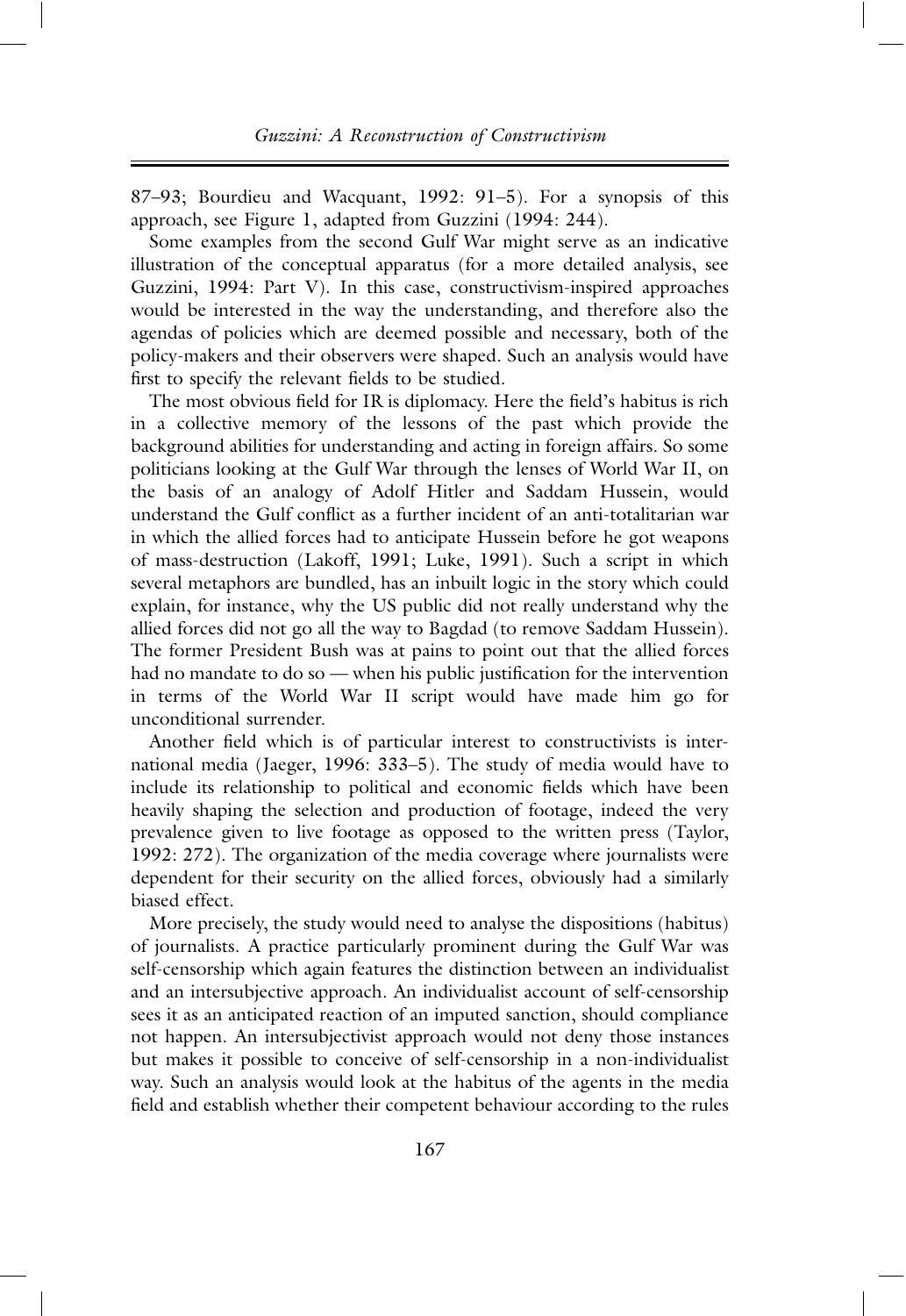87–93; Bourdieu and Wacquant, 1992: 91–5). For a synopsis of this approach, see Figure 1, adapted from Guzzini (1994: 244).

Some examples from the second Gulf War might serve as an indicative illustration of the conceptual apparatus (for a more detailed analysis, see Guzzini, 1994: Part V). In this case, constructivism-inspired approaches would be interested in the way the understanding, and therefore also the agendas of policies which are deemed possible and necessary, both of the policy-makers and their observers were shaped. Such an analysis would have first to specify the relevant fields to be studied.

The most obvious field for IR is diplomacy. Here the field's habitus is rich in a collective memory of the lessons of the past which provide the background abilities for understanding and acting in foreign affairs. So some politicians looking at the Gulf War through the lenses of World War II, on the basis of an analogy of Adolf Hitler and Saddam Hussein, would understand the Gulf conflict as a further incident of an anti-totalitarian war in which the allied forces had to anticipate Hussein before he got weapons of mass-destruction (Lakoff, 1991; Luke, 1991). Such a script in which several metaphors are bundled, has an inbuilt logic in the story which could explain, for instance, why the US public did not really understand why the allied forces did not go all the way to Bagdad (to remove Saddam Hussein). The former President Bush was at pains to point out that the allied forces had no mandate to do so — when his public justification for the intervention in terms of the World War II script would have made him go for unconditional surrender.

Another field which is of particular interest to constructivists is international media (Jaeger, 1996: 333–5). The study of media would have to include its relationship to political and economic fields which have been heavily shaping the selection and production of footage, indeed the very prevalence given to live footage as opposed to the written press (Taylor, 1992: 272). The organization of the media coverage where journalists were dependent for their security on the allied forces, obviously had a similarly biased effect.

More precisely, the study would need to analyse the dispositions (habitus) of journalists. A practice particularly prominent during the Gulf War was self-censorship which again features the distinction between an individualist and an intersubjective approach. An individualist account of self-censorship sees it as an anticipated reaction of an imputed sanction, should compliance not happen. An intersubjectivist approach would not deny those instances but makes it possible to conceive of self-censorship in a non-individualist way. Such an analysis would look at the habitus of the agents in the media field and establish whether their competent behaviour according to the rules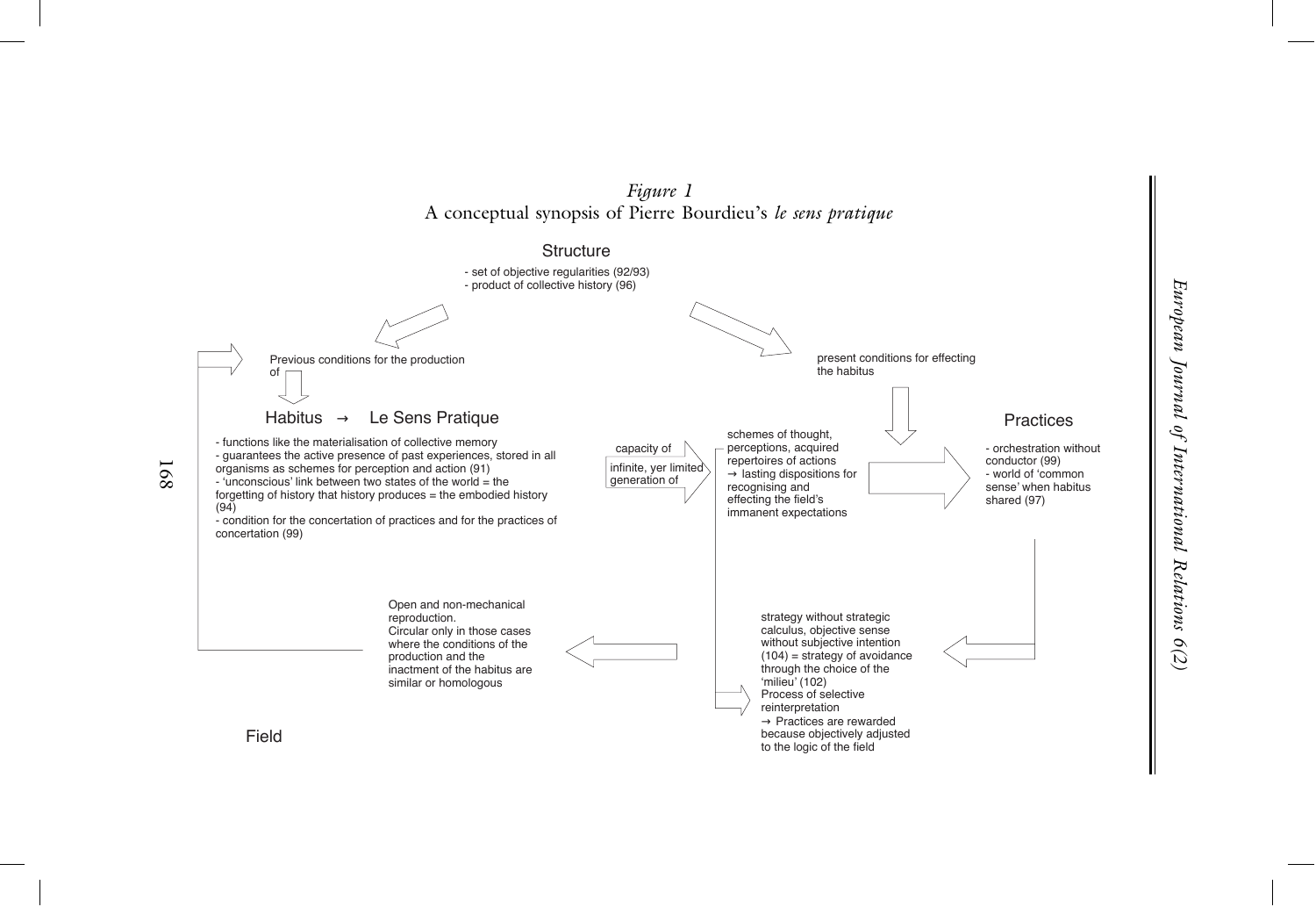*Figure 1*
A conceptual synopsis of Pierre Bourdieu's *le sens pratique*

**Structure**

- set of objective regularities (92/93)
- product of collective history (96)

Previous conditions for the production of

**Habitus → Le Sens Pratique**

- functions like the materialisation of collective memory
- guarantees the active presence of past experiences, stored in all organisms as schemes for perception and action (91)
- 'unconscious' link between two states of the world = the forgetting of history that history produces = the embodied history (94)
- condition for the concertation of practices and for the practices of concertation (99)

capacity of

infinite, yer limited generation of

schemes of thought, perceptions, acquired repertoires of actions
→ lasting dispositions for recognising and effecting the field's immanent expectations

present conditions for effecting the habitus

**Practices**

- orchestration without conductor (99)
- world of 'common sense' when habitus shared (97)

strategy without strategic calculus, objective sense without subjective intention (104) = strategy of avoidance through the choice of the 'milieu' (102)
Process of selective reinterpretation
→ Practices are rewarded because objectively adjusted to the logic of the field

Open and non-mechanical reproduction.
Circular only in those cases where the conditions of the production and the inactment of the habitus are similar or homologous

**Field**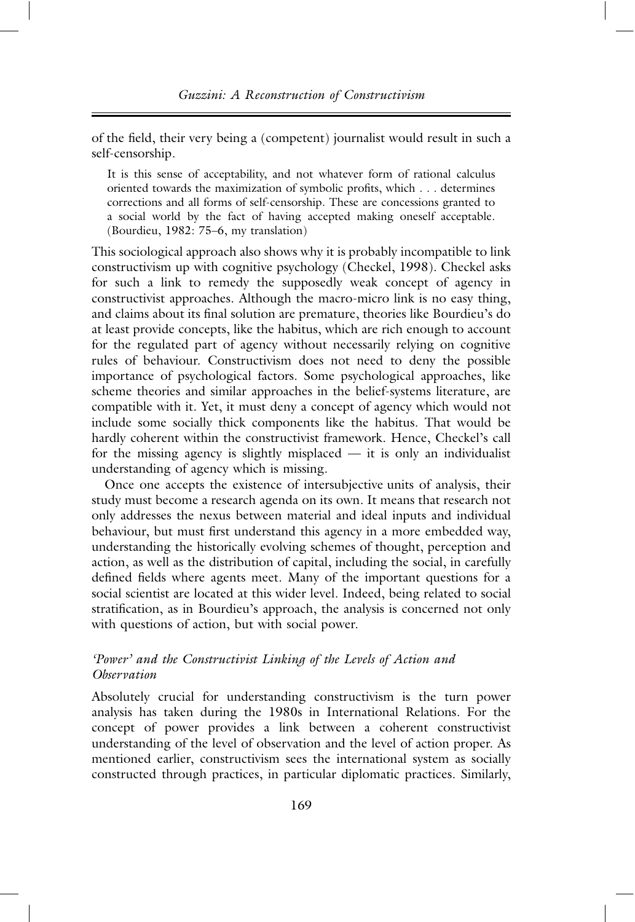of the field, their very being a (competent) journalist would result in such a self-censorship.

> It is this sense of acceptability, and not whatever form of rational calculus oriented towards the maximization of symbolic profits, which . . . determines corrections and all forms of self-censorship. These are concessions granted to a social world by the fact of having accepted making oneself acceptable. (Bourdieu, 1982: 75–6, my translation)

This sociological approach also shows why it is probably incompatible to link constructivism up with cognitive psychology (Checkel, 1998). Checkel asks for such a link to remedy the supposedly weak concept of agency in constructivist approaches. Although the macro-micro link is no easy thing, and claims about its final solution are premature, theories like Bourdieu's do at least provide concepts, like the habitus, which are rich enough to account for the regulated part of agency without necessarily relying on cognitive rules of behaviour. Constructivism does not need to deny the possible importance of psychological factors. Some psychological approaches, like scheme theories and similar approaches in the belief-systems literature, are compatible with it. Yet, it must deny a concept of agency which would not include some socially thick components like the habitus. That would be hardly coherent within the constructivist framework. Hence, Checkel's call for the missing agency is slightly misplaced — it is only an individualist understanding of agency which is missing.

Once one accepts the existence of intersubjective units of analysis, their study must become a research agenda on its own. It means that research not only addresses the nexus between material and ideal inputs and individual behaviour, but must first understand this agency in a more embedded way, understanding the historically evolving schemes of thought, perception and action, as well as the distribution of capital, including the social, in carefully defined fields where agents meet. Many of the important questions for a social scientist are located at this wider level. Indeed, being related to social stratification, as in Bourdieu's approach, the analysis is concerned not only with questions of action, but with social power.

### *'Power' and the Constructivist Linking of the Levels of Action and Observation*

Absolutely crucial for understanding constructivism is the turn power analysis has taken during the 1980s in International Relations. For the concept of power provides a link between a coherent constructivist understanding of the level of observation and the level of action proper. As mentioned earlier, constructivism sees the international system as socially constructed through practices, in particular diplomatic practices. Similarly,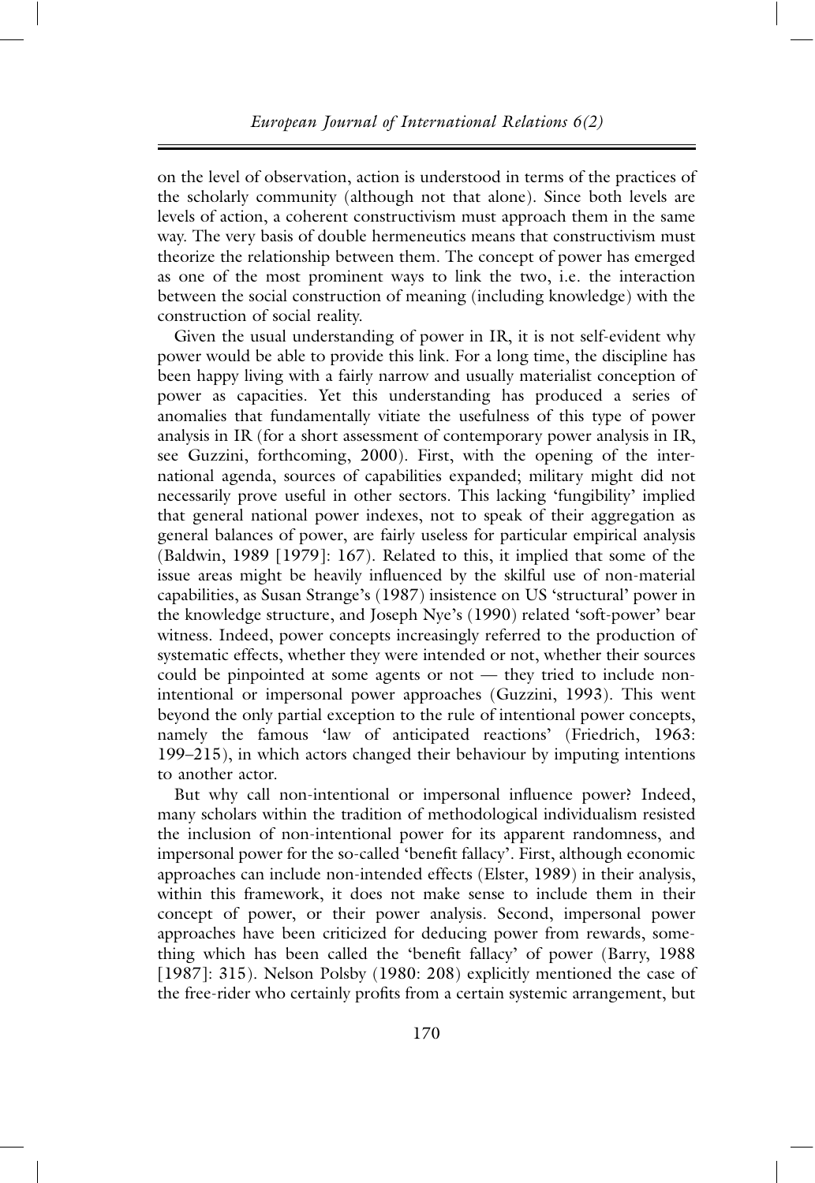on the level of observation, action is understood in terms of the practices of the scholarly community (although not that alone). Since both levels are levels of action, a coherent constructivism must approach them in the same way. The very basis of double hermeneutics means that constructivism must theorize the relationship between them. The concept of power has emerged as one of the most prominent ways to link the two, i.e. the interaction between the social construction of meaning (including knowledge) with the construction of social reality.

Given the usual understanding of power in IR, it is not self-evident why power would be able to provide this link. For a long time, the discipline has been happy living with a fairly narrow and usually materialist conception of power as capacities. Yet this understanding has produced a series of anomalies that fundamentally vitiate the usefulness of this type of power analysis in IR (for a short assessment of contemporary power analysis in IR, see Guzzini, forthcoming, 2000). First, with the opening of the international agenda, sources of capabilities expanded; military might did not necessarily prove useful in other sectors. This lacking 'fungibility' implied that general national power indexes, not to speak of their aggregation as general balances of power, are fairly useless for particular empirical analysis (Baldwin, 1989 [1979]: 167). Related to this, it implied that some of the issue areas might be heavily influenced by the skilful use of non-material capabilities, as Susan Strange's (1987) insistence on US 'structural' power in the knowledge structure, and Joseph Nye's (1990) related 'soft-power' bear witness. Indeed, power concepts increasingly referred to the production of systematic effects, whether they were intended or not, whether their sources could be pinpointed at some agents or not — they tried to include non-intentional or impersonal power approaches (Guzzini, 1993). This went beyond the only partial exception to the rule of intentional power concepts, namely the famous 'law of anticipated reactions' (Friedrich, 1963: 199–215), in which actors changed their behaviour by imputing intentions to another actor.

But why call non-intentional or impersonal influence power? Indeed, many scholars within the tradition of methodological individualism resisted the inclusion of non-intentional power for its apparent randomness, and impersonal power for the so-called 'benefit fallacy'. First, although economic approaches can include non-intended effects (Elster, 1989) in their analysis, within this framework, it does not make sense to include them in their concept of power, or their power analysis. Second, impersonal power approaches have been criticized for deducing power from rewards, something which has been called the 'benefit fallacy' of power (Barry, 1988 [1987]: 315). Nelson Polsby (1980: 208) explicitly mentioned the case of the free-rider who certainly profits from a certain systemic arrangement, but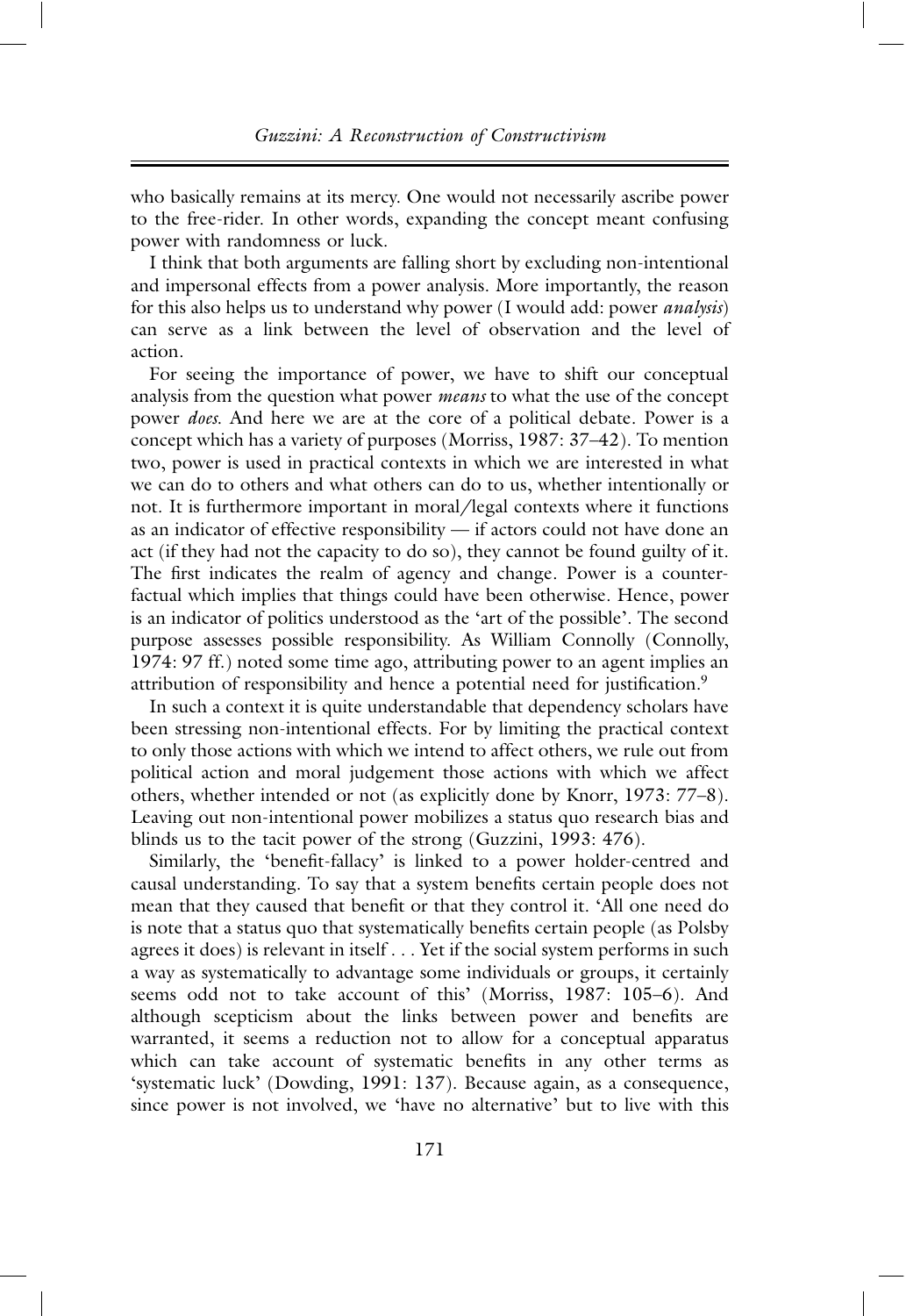who basically remains at its mercy. One would not necessarily ascribe power to the free-rider. In other words, expanding the concept meant confusing power with randomness or luck.

I think that both arguments are falling short by excluding non-intentional and impersonal effects from a power analysis. More importantly, the reason for this also helps us to understand why power (I would add: power *analysis*) can serve as a link between the level of observation and the level of action.

For seeing the importance of power, we have to shift our conceptual analysis from the question what power *means* to what the use of the concept power *does*. And here we are at the core of a political debate. Power is a concept which has a variety of purposes (Morriss, 1987: 37–42). To mention two, power is used in practical contexts in which we are interested in what we can do to others and what others can do to us, whether intentionally or not. It is furthermore important in moral/legal contexts where it functions as an indicator of effective responsibility — if actors could not have done an act (if they had not the capacity to do so), they cannot be found guilty of it. The first indicates the realm of agency and change. Power is a counterfactual which implies that things could have been otherwise. Hence, power is an indicator of politics understood as the 'art of the possible'. The second purpose assesses possible responsibility. As William Connolly (Connolly, 1974: 97 ff.) noted some time ago, attributing power to an agent implies an attribution of responsibility and hence a potential need for justification.[9]

In such a context it is quite understandable that dependency scholars have been stressing non-intentional effects. For by limiting the practical context to only those actions with which we intend to affect others, we rule out from political action and moral judgement those actions with which we affect others, whether intended or not (as explicitly done by Knorr, 1973: 77–8). Leaving out non-intentional power mobilizes a status quo research bias and blinds us to the tacit power of the strong (Guzzini, 1993: 476).

Similarly, the 'benefit-fallacy' is linked to a power holder-centred and causal understanding. To say that a system benefits certain people does not mean that they caused that benefit or that they control it. 'All one need do is note that a status quo that systematically benefits certain people (as Polsby agrees it does) is relevant in itself . . . Yet if the social system performs in such a way as systematically to advantage some individuals or groups, it certainly seems odd not to take account of this' (Morriss, 1987: 105–6). And although scepticism about the links between power and benefits are warranted, it seems a reduction not to allow for a conceptual apparatus which can take account of systematic benefits in any other terms as 'systematic luck' (Dowding, 1991: 137). Because again, as a consequence, since power is not involved, we 'have no alternative' but to live with this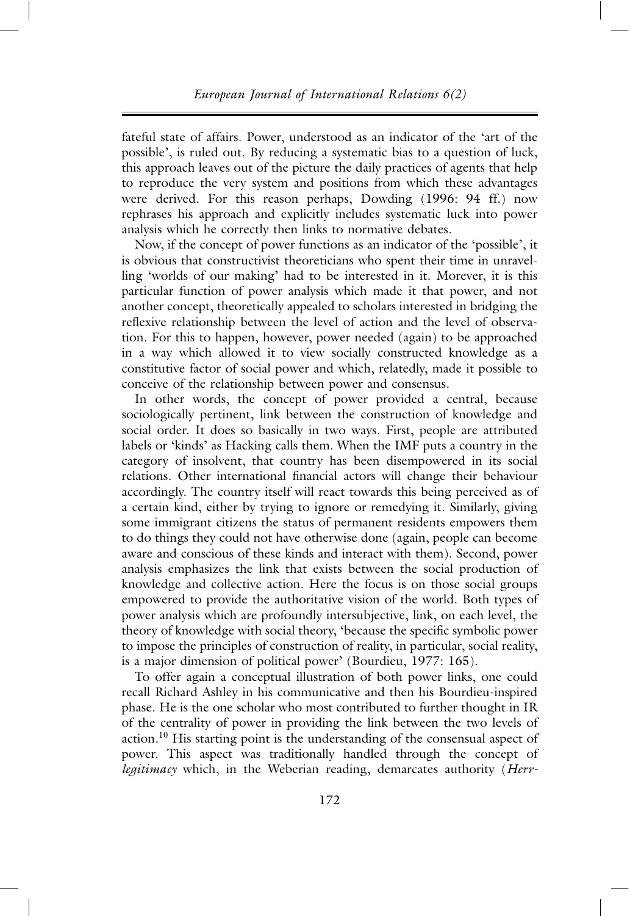fateful state of affairs. Power, understood as an indicator of the 'art of the possible', is ruled out. By reducing a systematic bias to a question of luck, this approach leaves out of the picture the daily practices of agents that help to reproduce the very system and positions from which these advantages were derived. For this reason perhaps, Dowding (1996: 94 ff.) now rephrases his approach and explicitly includes systematic luck into power analysis which he correctly then links to normative debates.

Now, if the concept of power functions as an indicator of the 'possible', it is obvious that constructivist theoreticians who spent their time in unravelling 'worlds of our making' had to be interested in it. Morever, it is this particular function of power analysis which made it that power, and not another concept, theoretically appealed to scholars interested in bridging the reflexive relationship between the level of action and the level of observation. For this to happen, however, power needed (again) to be approached in a way which allowed it to view socially constructed knowledge as a constitutive factor of social power and which, relatedly, made it possible to conceive of the relationship between power and consensus.

In other words, the concept of power provided a central, because sociologically pertinent, link between the construction of knowledge and social order. It does so basically in two ways. First, people are attributed labels or 'kinds' as Hacking calls them. When the IMF puts a country in the category of insolvent, that country has been disempowered in its social relations. Other international financial actors will change their behaviour accordingly. The country itself will react towards this being perceived as of a certain kind, either by trying to ignore or remedying it. Similarly, giving some immigrant citizens the status of permanent residents empowers them to do things they could not have otherwise done (again, people can become aware and conscious of these kinds and interact with them). Second, power analysis emphasizes the link that exists between the social production of knowledge and collective action. Here the focus is on those social groups empowered to provide the authoritative vision of the world. Both types of power analysis which are profoundly intersubjective, link, on each level, the theory of knowledge with social theory, 'because the specific symbolic power to impose the principles of construction of reality, in particular, social reality, is a major dimension of political power' (Bourdieu, 1977: 165).

To offer again a conceptual illustration of both power links, one could recall Richard Ashley in his communicative and then his Bourdieu-inspired phase. He is the one scholar who most contributed to further thought in IR of the centrality of power in providing the link between the two levels of action.[10] His starting point is the understanding of the consensual aspect of power. This aspect was traditionally handled through the concept of *legitimacy* which, in the Weberian reading, demarcates authority (*Herr-*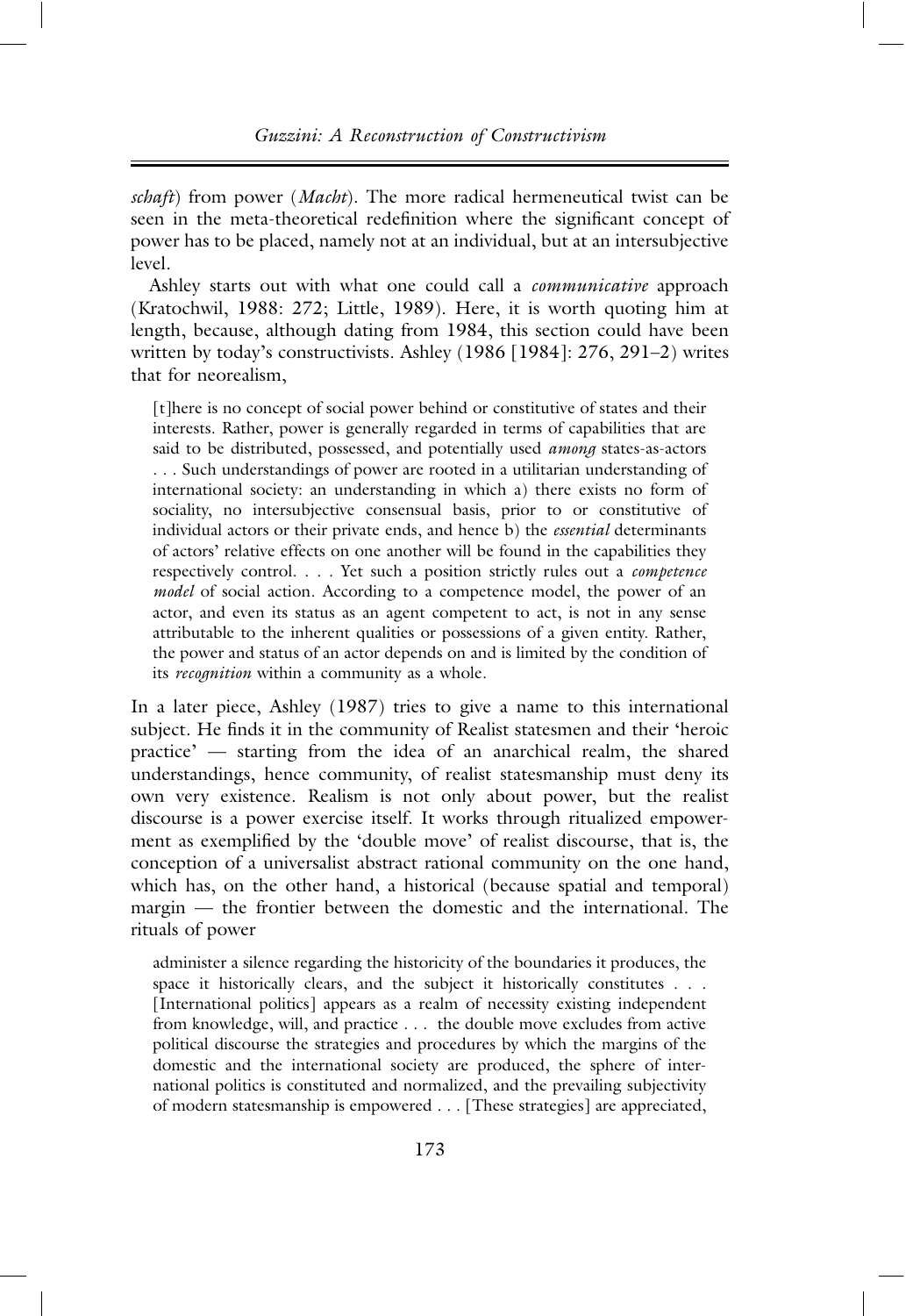*schaft*) from power (*Macht*). The more radical hermeneutical twist can be seen in the meta-theoretical redefinition where the significant concept of power has to be placed, namely not at an individual, but at an intersubjective level.

Ashley starts out with what one could call a *communicative* approach (Kratochwil, 1988: 272; Little, 1989). Here, it is worth quoting him at length, because, although dating from 1984, this section could have been written by today's constructivists. Ashley (1986 [1984]: 276, 291–2) writes that for neorealism,

> [t]here is no concept of social power behind or constitutive of states and their interests. Rather, power is generally regarded in terms of capabilities that are said to be distributed, possessed, and potentially used *among* states-as-actors . . . Such understandings of power are rooted in a utilitarian understanding of international society: an understanding in which a) there exists no form of sociality, no intersubjective consensual basis, prior to or constitutive of individual actors or their private ends, and hence b) the *essential* determinants of actors' relative effects on one another will be found in the capabilities they respectively control. . . . Yet such a position strictly rules out a *competence model* of social action. According to a competence model, the power of an actor, and even its status as an agent competent to act, is not in any sense attributable to the inherent qualities or possessions of a given entity. Rather, the power and status of an actor depends on and is limited by the condition of its *recognition* within a community as a whole.

In a later piece, Ashley (1987) tries to give a name to this international subject. He finds it in the community of Realist statesmen and their 'heroic practice' — starting from the idea of an anarchical realm, the shared understandings, hence community, of realist statesmanship must deny its own very existence. Realism is not only about power, but the realist discourse is a power exercise itself. It works through ritualized empowerment as exemplified by the 'double move' of realist discourse, that is, the conception of a universalist abstract rational community on the one hand, which has, on the other hand, a historical (because spatial and temporal) margin — the frontier between the domestic and the international. The rituals of power

> administer a silence regarding the historicity of the boundaries it produces, the space it historically clears, and the subject it historically constitutes . . . [International politics] appears as a realm of necessity existing independent from knowledge, will, and practice . . . the double move excludes from active political discourse the strategies and procedures by which the margins of the domestic and the international society are produced, the sphere of international politics is constituted and normalized, and the prevailing subjectivity of modern statesmanship is empowered . . . [These strategies] are appreciated,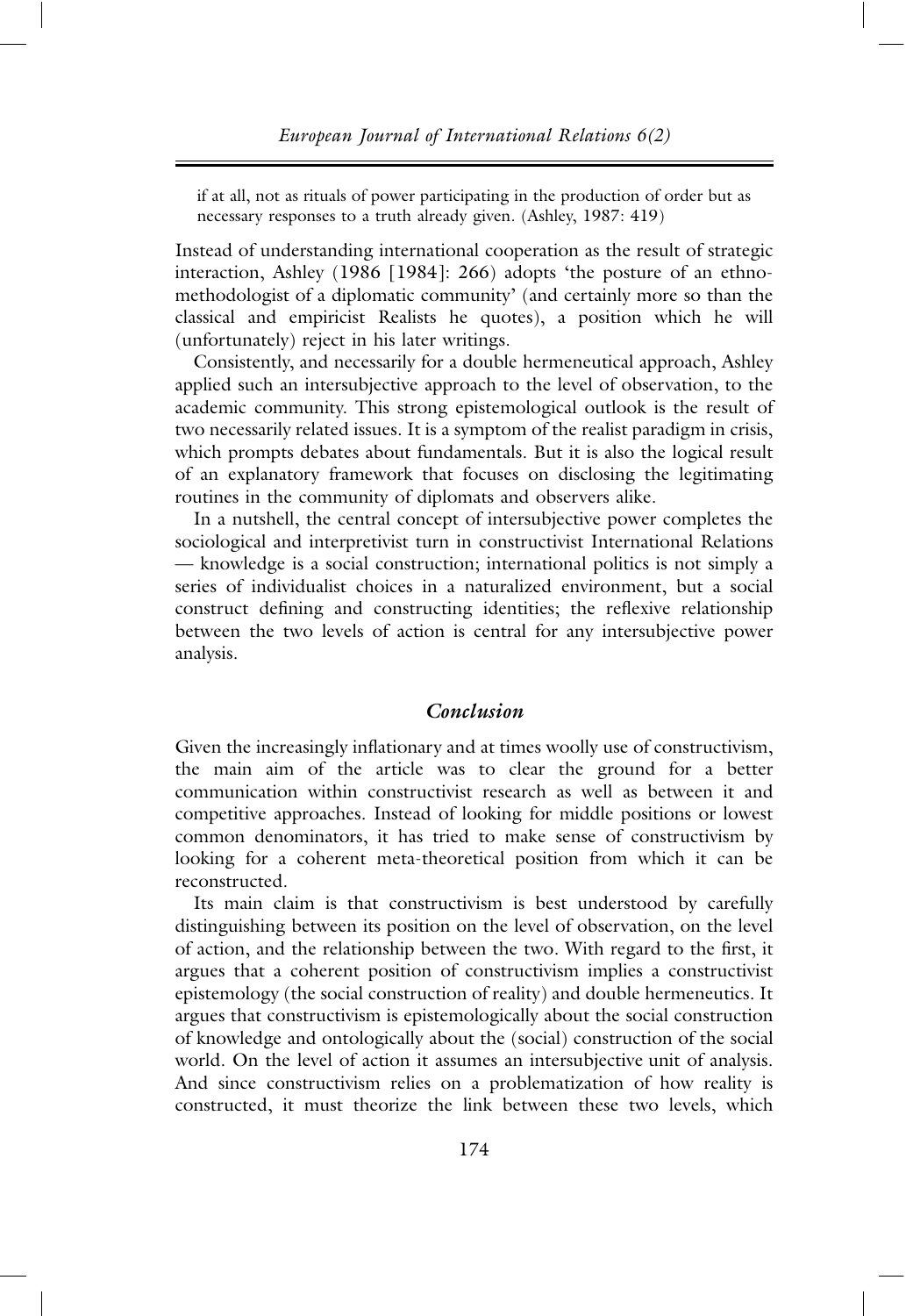> if at all, not as rituals of power participating in the production of order but as necessary responses to a truth already given. (Ashley, 1987: 419)

Instead of understanding international cooperation as the result of strategic interaction, Ashley (1986 [1984]: 266) adopts 'the posture of an ethnomethodologist of a diplomatic community' (and certainly more so than the classical and empiricist Realists he quotes), a position which he will (unfortunately) reject in his later writings.

Consistently, and necessarily for a double hermeneutical approach, Ashley applied such an intersubjective approach to the level of observation, to the academic community. This strong epistemological outlook is the result of two necessarily related issues. It is a symptom of the realist paradigm in crisis, which prompts debates about fundamentals. But it is also the logical result of an explanatory framework that focuses on disclosing the legitimating routines in the community of diplomats and observers alike.

In a nutshell, the central concept of intersubjective power completes the sociological and interpretivist turn in constructivist International Relations — knowledge is a social construction; international politics is not simply a series of individualist choices in a naturalized environment, but a social construct defining and constructing identities; the reflexive relationship between the two levels of action is central for any intersubjective power analysis.

## *Conclusion*

Given the increasingly inflationary and at times woolly use of constructivism, the main aim of the article was to clear the ground for a better communication within constructivist research as well as between it and competitive approaches. Instead of looking for middle positions or lowest common denominators, it has tried to make sense of constructivism by looking for a coherent meta-theoretical position from which it can be reconstructed.

Its main claim is that constructivism is best understood by carefully distinguishing between its position on the level of observation, on the level of action, and the relationship between the two. With regard to the first, it argues that a coherent position of constructivism implies a constructivist epistemology (the social construction of reality) and double hermeneutics. It argues that constructivism is epistemologically about the social construction of knowledge and ontologically about the (social) construction of the social world. On the level of action it assumes an intersubjective unit of analysis. And since constructivism relies on a problematization of how reality is constructed, it must theorize the link between these two levels, which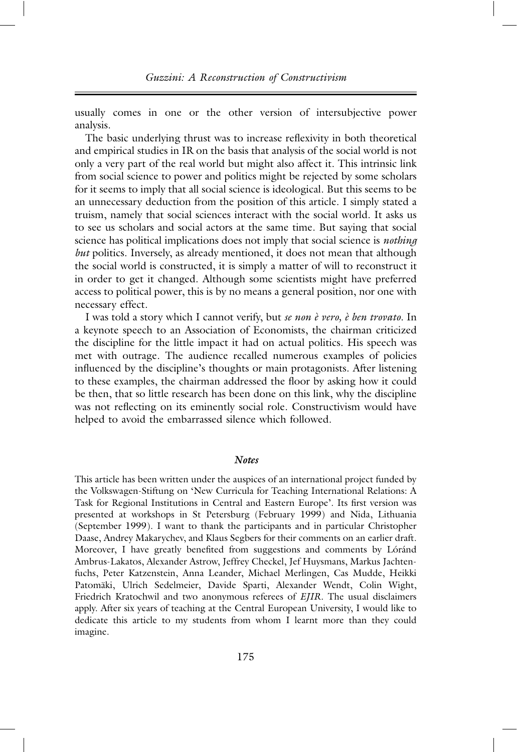usually comes in one or the other version of intersubjective power analysis.

The basic underlying thrust was to increase reflexivity in both theoretical and empirical studies in IR on the basis that analysis of the social world is not only a very part of the real world but might also affect it. This intrinsic link from social science to power and politics might be rejected by some scholars for it seems to imply that all social science is ideological. But this seems to be an unnecessary deduction from the position of this article. I simply stated a truism, namely that social sciences interact with the social world. It asks us to see us scholars and social actors at the same time. But saying that social science has political implications does not imply that social science is *nothing but* politics. Inversely, as already mentioned, it does not mean that although the social world is constructed, it is simply a matter of will to reconstruct it in order to get it changed. Although some scientists might have preferred access to political power, this is by no means a general position, nor one with necessary effect.

I was told a story which I cannot verify, but *se non è vero, è ben trovato*. In a keynote speech to an Association of Economists, the chairman criticized the discipline for the little impact it had on actual politics. His speech was met with outrage. The audience recalled numerous examples of policies influenced by the discipline's thoughts or main protagonists. After listening to these examples, the chairman addressed the floor by asking how it could be then, that so little research has been done on this link, why the discipline was not reflecting on its eminently social role. Constructivism would have helped to avoid the embarrassed silence which followed.

## *Notes*

This article has been written under the auspices of an international project funded by the Volkswagen-Stiftung on 'New Curricula for Teaching International Relations: A Task for Regional Institutions in Central and Eastern Europe'. Its first version was presented at workshops in St Petersburg (February 1999) and Nida, Lithuania (September 1999). I want to thank the participants and in particular Christopher Daase, Andrey Makarychev, and Klaus Segbers for their comments on an earlier draft. Moreover, I have greatly benefited from suggestions and comments by Lóránd Ambrus-Lakatos, Alexander Astrow, Jeffrey Checkel, Jef Huysmans, Markus Jachtenfuchs, Peter Katzenstein, Anna Leander, Michael Merlingen, Cas Mudde, Heikki Patomäki, Ulrich Sedelmeier, Davide Sparti, Alexander Wendt, Colin Wight, Friedrich Kratochwil and two anonymous referees of *EJIR*. The usual disclaimers apply. After six years of teaching at the Central European University, I would like to dedicate this article to my students from whom I learnt more than they could imagine.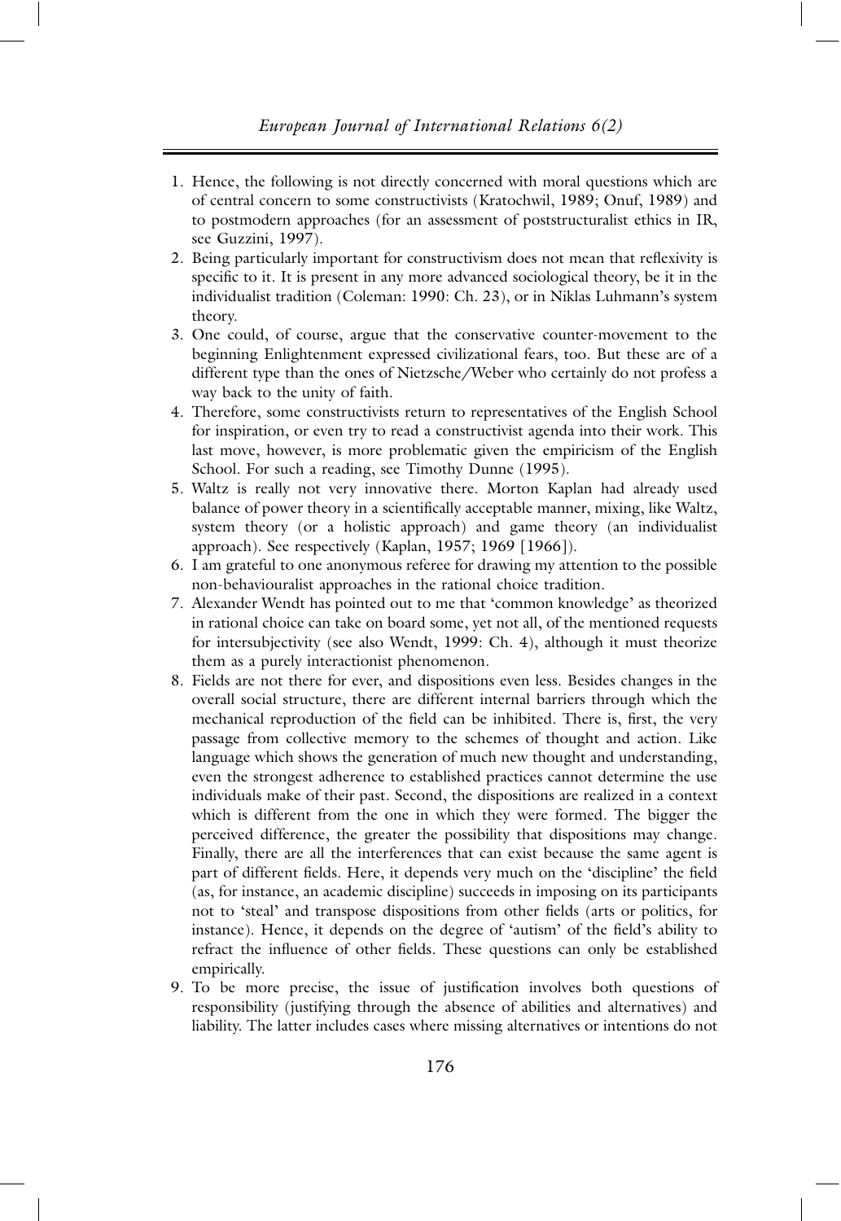1. Hence, the following is not directly concerned with moral questions which are of central concern to some constructivists (Kratochwil, 1989; Onuf, 1989) and to postmodern approaches (for an assessment of poststructuralist ethics in IR, see Guzzini, 1997).
2. Being particularly important for constructivism does not mean that reflexivity is specific to it. It is present in any more advanced sociological theory, be it in the individualist tradition (Coleman: 1990: Ch. 23), or in Niklas Luhmann's system theory.
3. One could, of course, argue that the conservative counter-movement to the beginning Enlightenment expressed civilizational fears, too. But these are of a different type than the ones of Nietzsche/Weber who certainly do not profess a way back to the unity of faith.
4. Therefore, some constructivists return to representatives of the English School for inspiration, or even try to read a constructivist agenda into their work. This last move, however, is more problematic given the empiricism of the English School. For such a reading, see Timothy Dunne (1995).
5. Waltz is really not very innovative there. Morton Kaplan had already used balance of power theory in a scientifically acceptable manner, mixing, like Waltz, system theory (or a holistic approach) and game theory (an individualist approach). See respectively (Kaplan, 1957; 1969 [1966]).
6. I am grateful to one anonymous referee for drawing my attention to the possible non-behaviouralist approaches in the rational choice tradition.
7. Alexander Wendt has pointed out to me that 'common knowledge' as theorized in rational choice can take on board some, yet not all, of the mentioned requests for intersubjectivity (see also Wendt, 1999: Ch. 4), although it must theorize them as a purely interactionist phenomenon.
8. Fields are not there for ever, and dispositions even less. Besides changes in the overall social structure, there are different internal barriers through which the mechanical reproduction of the field can be inhibited. There is, first, the very passage from collective memory to the schemes of thought and action. Like language which shows the generation of much new thought and understanding, even the strongest adherence to established practices cannot determine the use individuals make of their past. Second, the dispositions are realized in a context which is different from the one in which they were formed. The bigger the perceived difference, the greater the possibility that dispositions may change. Finally, there are all the interferences that can exist because the same agent is part of different fields. Here, it depends very much on the 'discipline' the field (as, for instance, an academic discipline) succeeds in imposing on its participants not to 'steal' and transpose dispositions from other fields (arts or politics, for instance). Hence, it depends on the degree of 'autism' of the field's ability to refract the influence of other fields. These questions can only be established empirically.
9. To be more precise, the issue of justification involves both questions of responsibility (justifying through the absence of abilities and alternatives) and liability. The latter includes cases where missing alternatives or intentions do not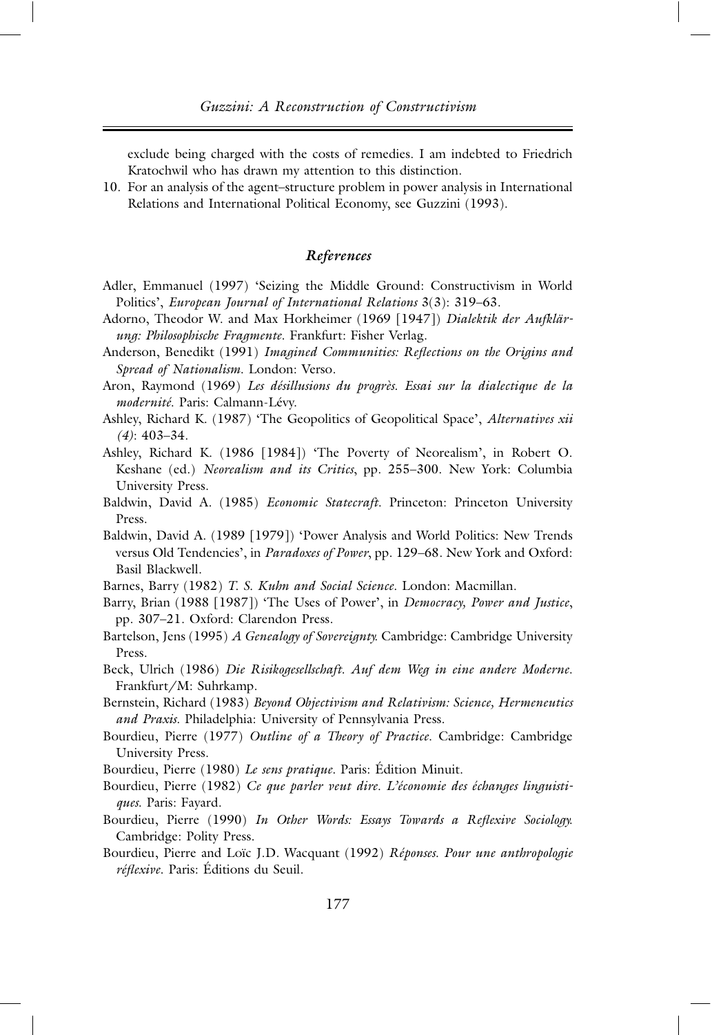exclude being charged with the costs of remedies. I am indebted to Friedrich Kratochwil who has drawn my attention to this distinction.

10. For an analysis of the agent–structure problem in power analysis in International Relations and International Political Economy, see Guzzini (1993).

## *References*

Adler, Emmanuel (1997) 'Seizing the Middle Ground: Constructivism in World Politics', *European Journal of International Relations* 3(3): 319–63.

Adorno, Theodor W. and Max Horkheimer (1969 [1947]) *Dialektik der Aufklärung: Philosophische Fragmente*. Frankfurt: Fisher Verlag.

Anderson, Benedikt (1991) *Imagined Communities: Reflections on the Origins and Spread of Nationalism*. London: Verso.

Aron, Raymond (1969) *Les désillusions du progrès. Essai sur la dialectique de la modernité*. Paris: Calmann-Lévy.

Ashley, Richard K. (1987) 'The Geopolitics of Geopolitical Space', *Alternatives xii (4)*: 403–34.

Ashley, Richard K. (1986 [1984]) 'The Poverty of Neorealism', in Robert O. Keshane (ed.) *Neorealism and its Critics*, pp. 255–300. New York: Columbia University Press.

Baldwin, David A. (1985) *Economic Statecraft*. Princeton: Princeton University Press.

Baldwin, David A. (1989 [1979]) 'Power Analysis and World Politics: New Trends versus Old Tendencies', in *Paradoxes of Power*, pp. 129–68. New York and Oxford: Basil Blackwell.

Barnes, Barry (1982) *T. S. Kuhn and Social Science*. London: Macmillan.

Barry, Brian (1988 [1987]) 'The Uses of Power', in *Democracy, Power and Justice*, pp. 307–21. Oxford: Clarendon Press.

Bartelson, Jens (1995) *A Genealogy of Sovereignty*. Cambridge: Cambridge University Press.

Beck, Ulrich (1986) *Die Risikogesellschaft. Auf dem Weg in eine andere Moderne*. Frankfurt/M: Suhrkamp.

Bernstein, Richard (1983) *Beyond Objectivism and Relativism: Science, Hermeneutics and Praxis*. Philadelphia: University of Pennsylvania Press.

Bourdieu, Pierre (1977) *Outline of a Theory of Practice*. Cambridge: Cambridge University Press.

Bourdieu, Pierre (1980) *Le sens pratique*. Paris: Édition Minuit.

Bourdieu, Pierre (1982) *Ce que parler veut dire. L'économie des échanges linguistiques*. Paris: Fayard.

Bourdieu, Pierre (1990) *In Other Words: Essays Towards a Reflexive Sociology*. Cambridge: Polity Press.

Bourdieu, Pierre and Loïc J.D. Wacquant (1992) *Réponses. Pour une anthropologie réflexive*. Paris: Éditions du Seuil.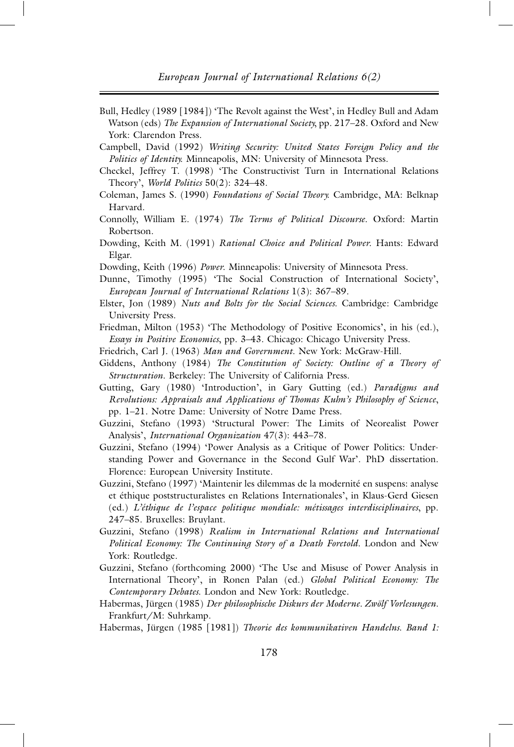Bull, Hedley (1989 [1984]) 'The Revolt against the West', in Hedley Bull and Adam Watson (eds) *The Expansion of International Society*, pp. 217–28. Oxford and New York: Clarendon Press.

Campbell, David (1992) *Writing Security: United States Foreign Policy and the Politics of Identity.* Minneapolis, MN: University of Minnesota Press.

Checkel, Jeffrey T. (1998) 'The Constructivist Turn in International Relations Theory', *World Politics* 50(2): 324–48.

Coleman, James S. (1990) *Foundations of Social Theory.* Cambridge, MA: Belknap Harvard.

Connolly, William E. (1974) *The Terms of Political Discourse*. Oxford: Martin Robertson.

Dowding, Keith M. (1991) *Rational Choice and Political Power.* Hants: Edward Elgar.

Dowding, Keith (1996) *Power.* Minneapolis: University of Minnesota Press.

Dunne, Timothy (1995) 'The Social Construction of International Society', *European Journal of International Relations* 1(3): 367–89.

Elster, Jon (1989) *Nuts and Bolts for the Social Sciences.* Cambridge: Cambridge University Press.

Friedman, Milton (1953) 'The Methodology of Positive Economics', in his (ed.), *Essays in Positive Economics*, pp. 3–43. Chicago: Chicago University Press.

Friedrich, Carl J. (1963) *Man and Government*. New York: McGraw-Hill.

Giddens, Anthony (1984) *The Constitution of Society: Outline of a Theory of Structuration*. Berkeley: The University of California Press.

Gutting, Gary (1980) 'Introduction', in Gary Gutting (ed.) *Paradigms and Revolutions: Appraisals and Applications of Thomas Kuhn's Philosophy of Science*, pp. 1–21. Notre Dame: University of Notre Dame Press.

Guzzini, Stefano (1993) 'Structural Power: The Limits of Neorealist Power Analysis', *International Organization* 47(3): 443–78.

Guzzini, Stefano (1994) 'Power Analysis as a Critique of Power Politics: Understanding Power and Governance in the Second Gulf War'. PhD dissertation. Florence: European University Institute.

Guzzini, Stefano (1997) 'Maintenir les dilemmas de la modernité en suspens: analyse et éthique poststructuralistes en Relations Internationales', in Klaus-Gerd Giesen (ed.) *L'éthique de l'espace politique mondiale: métissages interdisciplinaires*, pp. 247–85. Bruxelles: Bruylant.

Guzzini, Stefano (1998) *Realism in International Relations and International Political Economy: The Continuing Story of a Death Foretold*. London and New York: Routledge.

Guzzini, Stefano (forthcoming 2000) 'The Use and Misuse of Power Analysis in International Theory', in Ronen Palan (ed.) *Global Political Economy: The Contemporary Debates*. London and New York: Routledge.

Habermas, Jürgen (1985) *Der philosophische Diskurs der Moderne. Zwölf Vorlesungen*. Frankfurt/M: Suhrkamp.

Habermas, Jürgen (1985 [1981]) *Theorie des kommunikativen Handelns. Band 1:*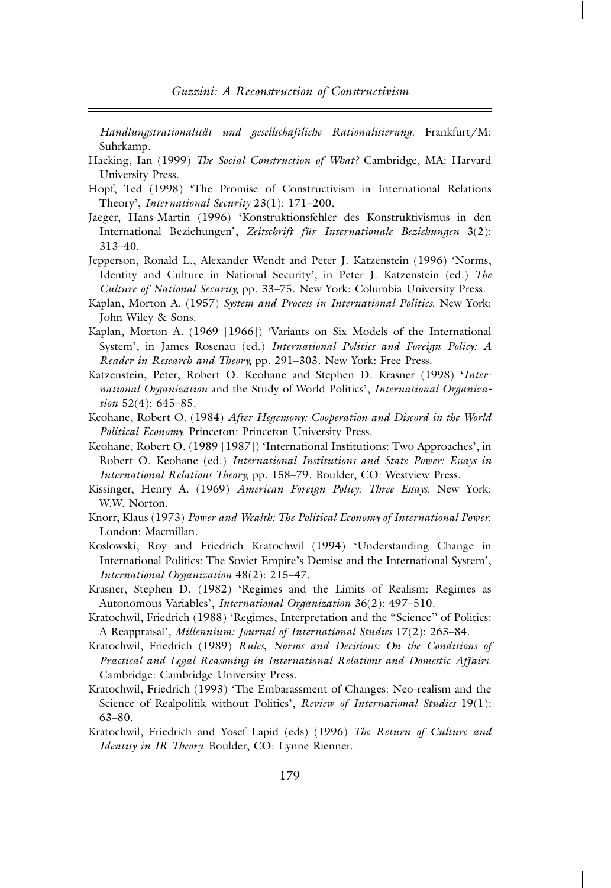*Handlungstrationalität und gesellschaftliche Rationalisierung*. Frankfurt/M: Suhrkamp.

Hacking, Ian (1999) *The Social Construction of What?* Cambridge, MA: Harvard University Press.

Hopf, Ted (1998) 'The Promise of Constructivism in International Relations Theory', *International Security* 23(1): 171–200.

Jaeger, Hans-Martin (1996) 'Konstruktionsfehler des Konstruktivismus in den International Beziehungen', *Zeitschrift für Internationale Beziehungen* 3(2): 313–40.

Jepperson, Ronald L., Alexander Wendt and Peter J. Katzenstein (1996) 'Norms, Identity and Culture in National Security', in Peter J. Katzenstein (ed.) *The Culture of National Security*, pp. 33–75. New York: Columbia University Press.

Kaplan, Morton A. (1957) *System and Process in International Politics*. New York: John Wiley & Sons.

Kaplan, Morton A. (1969 [1966]) 'Variants on Six Models of the International System', in James Rosenau (ed.) *International Politics and Foreign Policy: A Reader in Research and Theory*, pp. 291–303. New York: Free Press.

Katzenstein, Peter, Robert O. Keohane and Stephen D. Krasner (1998) '*International Organization* and the Study of World Politics', *International Organization* 52(4): 645–85.

Keohane, Robert O. (1984) *After Hegemony: Cooperation and Discord in the World Political Economy*. Princeton: Princeton University Press.

Keohane, Robert O. (1989 [1987]) 'International Institutions: Two Approaches', in Robert O. Keohane (ed.) *International Institutions and State Power: Essays in International Relations Theory*, pp. 158–79. Boulder, CO: Westview Press.

Kissinger, Henry A. (1969) *American Foreign Policy: Three Essays*. New York: W.W. Norton.

Knorr, Klaus (1973) *Power and Wealth: The Political Economy of International Power*. London: Macmillan.

Koslowski, Roy and Friedrich Kratochwil (1994) 'Understanding Change in International Politics: The Soviet Empire's Demise and the International System', *International Organization* 48(2): 215–47.

Krasner, Stephen D. (1982) 'Regimes and the Limits of Realism: Regimes as Autonomous Variables', *International Organization* 36(2): 497–510.

Kratochwil, Friedrich (1988) 'Regimes, Interpretation and the "Science" of Politics: A Reappraisal', *Millennium: Journal of International Studies* 17(2): 263–84.

Kratochwil, Friedrich (1989) *Rules, Norms and Decisions: On the Conditions of Practical and Legal Reasoning in International Relations and Domestic Affairs*. Cambridge: Cambridge University Press.

Kratochwil, Friedrich (1993) 'The Embarassment of Changes: Neo-realism and the Science of Realpolitik without Politics', *Review of International Studies* 19(1): 63–80.

Kratochwil, Friedrich and Yosef Lapid (eds) (1996) *The Return of Culture and Identity in IR Theory*. Boulder, CO: Lynne Rienner.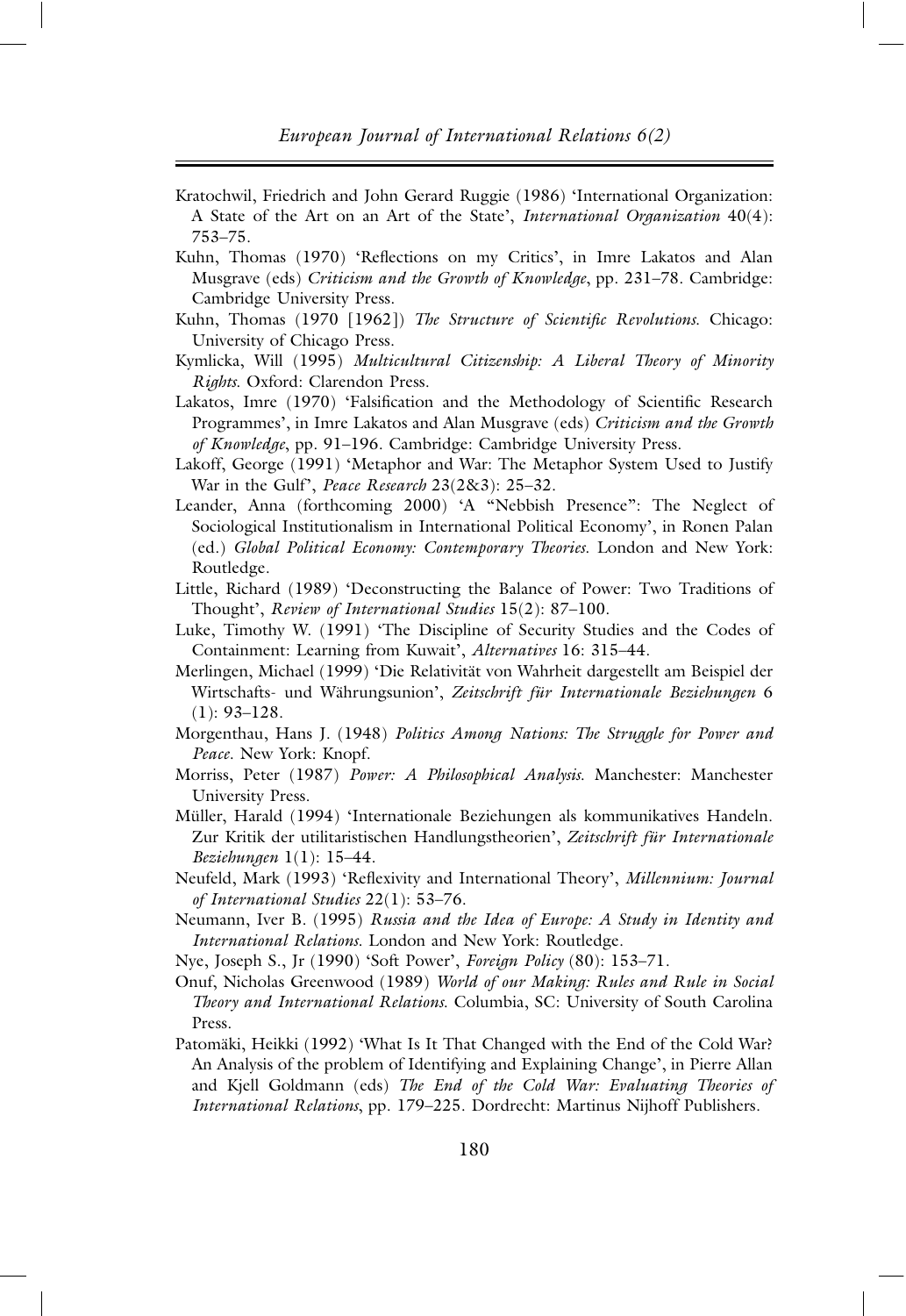Kratochwil, Friedrich and John Gerard Ruggie (1986) 'International Organization: A State of the Art on an Art of the State', *International Organization* 40(4): 753–75.

Kuhn, Thomas (1970) 'Reflections on my Critics', in Imre Lakatos and Alan Musgrave (eds) *Criticism and the Growth of Knowledge*, pp. 231–78. Cambridge: Cambridge University Press.

Kuhn, Thomas (1970 [1962]) *The Structure of Scientific Revolutions*. Chicago: University of Chicago Press.

Kymlicka, Will (1995) *Multicultural Citizenship: A Liberal Theory of Minority Rights*. Oxford: Clarendon Press.

Lakatos, Imre (1970) 'Falsification and the Methodology of Scientific Research Programmes', in Imre Lakatos and Alan Musgrave (eds) *Criticism and the Growth of Knowledge*, pp. 91–196. Cambridge: Cambridge University Press.

Lakoff, George (1991) 'Metaphor and War: The Metaphor System Used to Justify War in the Gulf', *Peace Research* 23(2&3): 25–32.

Leander, Anna (forthcoming 2000) 'A "Nebbish Presence": The Neglect of Sociological Institutionalism in International Political Economy', in Ronen Palan (ed.) *Global Political Economy: Contemporary Theories*. London and New York: Routledge.

Little, Richard (1989) 'Deconstructing the Balance of Power: Two Traditions of Thought', *Review of International Studies* 15(2): 87–100.

Luke, Timothy W. (1991) 'The Discipline of Security Studies and the Codes of Containment: Learning from Kuwait', *Alternatives* 16: 315–44.

Merlingen, Michael (1999) 'Die Relativität von Wahrheit dargestellt am Beispiel der Wirtschafts- und Währungsunion', *Zeitschrift für Internationale Beziehungen* 6 (1): 93–128.

Morgenthau, Hans J. (1948) *Politics Among Nations: The Struggle for Power and Peace*. New York: Knopf.

Morriss, Peter (1987) *Power: A Philosophical Analysis*. Manchester: Manchester University Press.

Müller, Harald (1994) 'Internationale Beziehungen als kommunikatives Handeln. Zur Kritik der utilitaristischen Handlungstheorien', *Zeitschrift für Internationale Beziehungen* 1(1): 15–44.

Neufeld, Mark (1993) 'Reflexivity and International Theory', *Millennium: Journal of International Studies* 22(1): 53–76.

Neumann, Iver B. (1995) *Russia and the Idea of Europe: A Study in Identity and International Relations*. London and New York: Routledge.

Nye, Joseph S., Jr (1990) 'Soft Power', *Foreign Policy* (80): 153–71.

Onuf, Nicholas Greenwood (1989) *World of our Making: Rules and Rule in Social Theory and International Relations*. Columbia, SC: University of South Carolina Press.

Patomäki, Heikki (1992) 'What Is It That Changed with the End of the Cold War? An Analysis of the problem of Identifying and Explaining Change', in Pierre Allan and Kjell Goldmann (eds) *The End of the Cold War: Evaluating Theories of International Relations*, pp. 179–225. Dordrecht: Martinus Nijhoff Publishers.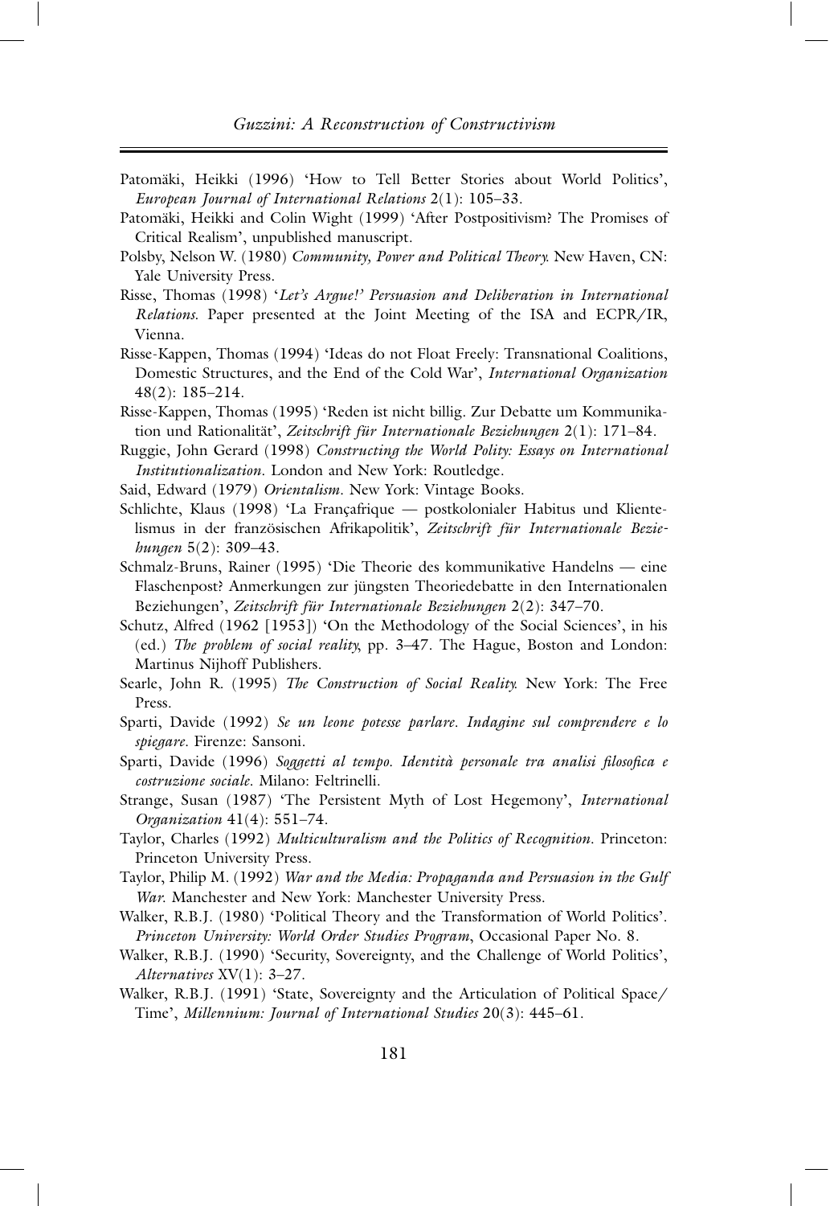Patomäki, Heikki (1996) 'How to Tell Better Stories about World Politics', *European Journal of International Relations* 2(1): 105–33.

Patomäki, Heikki and Colin Wight (1999) 'After Postpositivism? The Promises of Critical Realism', unpublished manuscript.

Polsby, Nelson W. (1980) *Community, Power and Political Theory.* New Haven, CN: Yale University Press.

Risse, Thomas (1998) '*Let's Argue!' Persuasion and Deliberation in International Relations.* Paper presented at the Joint Meeting of the ISA and ECPR/IR, Vienna.

Risse-Kappen, Thomas (1994) 'Ideas do not Float Freely: Transnational Coalitions, Domestic Structures, and the End of the Cold War', *International Organization* 48(2): 185–214.

Risse-Kappen, Thomas (1995) 'Reden ist nicht billig. Zur Debatte um Kommunikation und Rationalität', *Zeitschrift für Internationale Beziehungen* 2(1): 171–84.

Ruggie, John Gerard (1998) *Constructing the World Polity: Essays on International Institutionalization.* London and New York: Routledge.

Said, Edward (1979) *Orientalism.* New York: Vintage Books.

Schlichte, Klaus (1998) 'La Françafrique — postkolonialer Habitus und Klientelismus in der französischen Afrikapolitik', *Zeitschrift für Internationale Beziehungen* 5(2): 309–43.

Schmalz-Bruns, Rainer (1995) 'Die Theorie des kommunikative Handelns — eine Flaschenpost? Anmerkungen zur jüngsten Theoriedebatte in den Internationalen Beziehungen', *Zeitschrift für Internationale Beziehungen* 2(2): 347–70.

Schutz, Alfred (1962 [1953]) 'On the Methodology of the Social Sciences', in his (ed.) *The problem of social reality*, pp. 3–47. The Hague, Boston and London: Martinus Nijhoff Publishers.

Searle, John R. (1995) *The Construction of Social Reality.* New York: The Free Press.

Sparti, Davide (1992) *Se un leone potesse parlare. Indagine sul comprendere e lo spiegare.* Firenze: Sansoni.

Sparti, Davide (1996) *Soggetti al tempo. Identità personale tra analisi filosofica e costruzione sociale.* Milano: Feltrinelli.

Strange, Susan (1987) 'The Persistent Myth of Lost Hegemony', *International Organization* 41(4): 551–74.

Taylor, Charles (1992) *Multiculturalism and the Politics of Recognition.* Princeton: Princeton University Press.

Taylor, Philip M. (1992) *War and the Media: Propaganda and Persuasion in the Gulf War.* Manchester and New York: Manchester University Press.

Walker, R.B.J. (1980) 'Political Theory and the Transformation of World Politics'. *Princeton University: World Order Studies Program*, Occasional Paper No. 8.

Walker, R.B.J. (1990) 'Security, Sovereignty, and the Challenge of World Politics', *Alternatives* XV(1): 3–27.

Walker, R.B.J. (1991) 'State, Sovereignty and the Articulation of Political Space/Time', *Millennium: Journal of International Studies* 20(3): 445–61.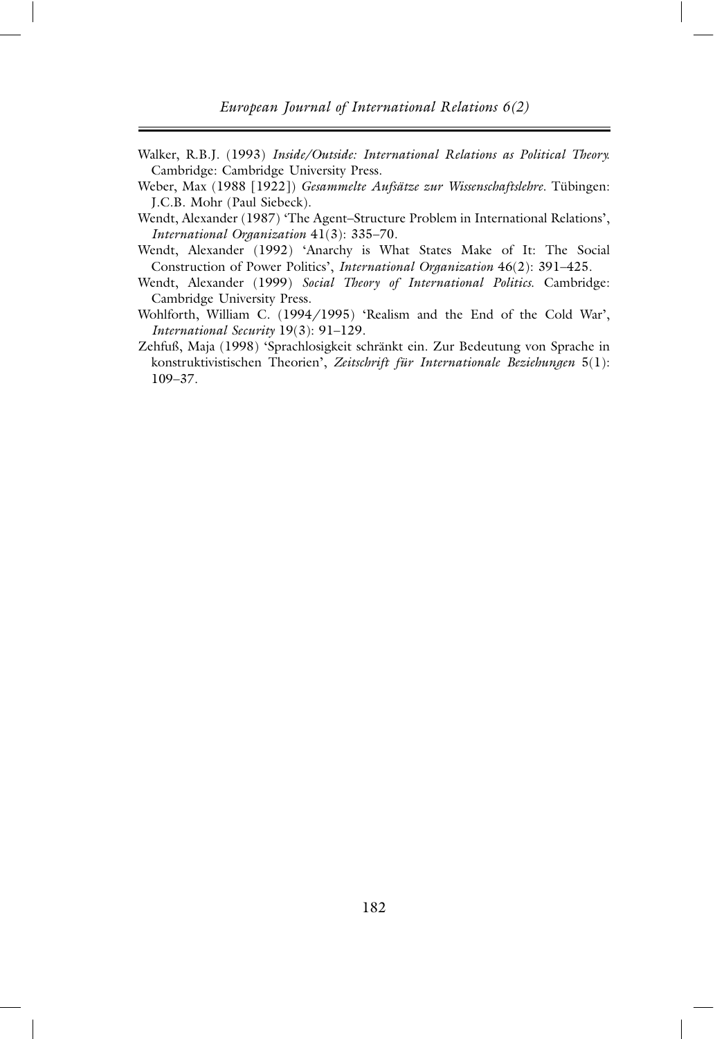Walker, R.B.J. (1993) *Inside/Outside: International Relations as Political Theory.* Cambridge: Cambridge University Press.

Weber, Max (1988 [1922]) *Gesammelte Aufsätze zur Wissenschaftslehre*. Tübingen: J.C.B. Mohr (Paul Siebeck).

Wendt, Alexander (1987) 'The Agent–Structure Problem in International Relations', *International Organization* 41(3): 335–70.

Wendt, Alexander (1992) 'Anarchy is What States Make of It: The Social Construction of Power Politics', *International Organization* 46(2): 391–425.

Wendt, Alexander (1999) *Social Theory of International Politics.* Cambridge: Cambridge University Press.

Wohlforth, William C. (1994/1995) 'Realism and the End of the Cold War', *International Security* 19(3): 91–129.

Zehfuß, Maja (1998) 'Sprachlosigkeit schränkt ein. Zur Bedeutung von Sprache in konstruktivistischen Theorien', *Zeitschrift für Internationale Beziehungen* 5(1): 109–37.